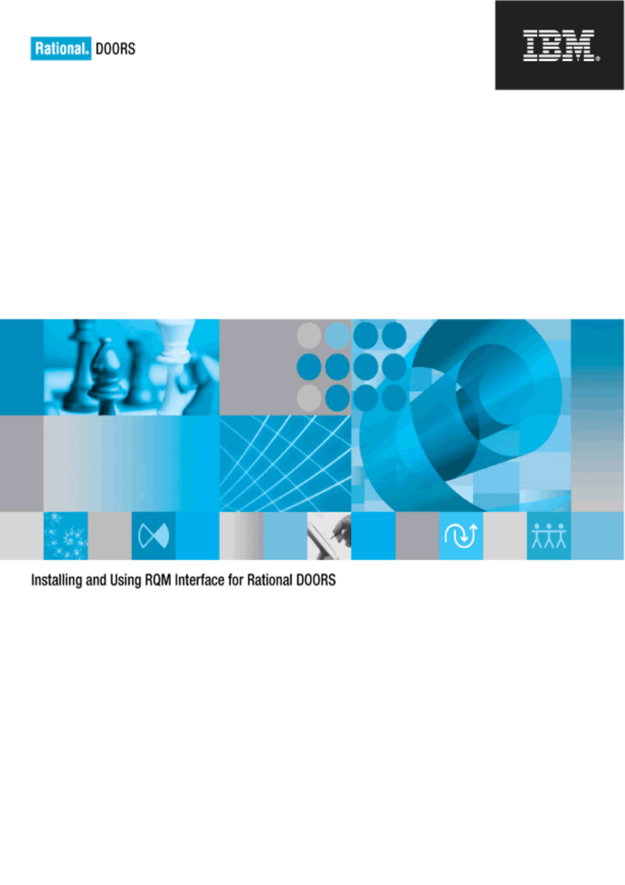Rational. DOORS

IBM

# Installing and Using RQM Interface for Rational DOORS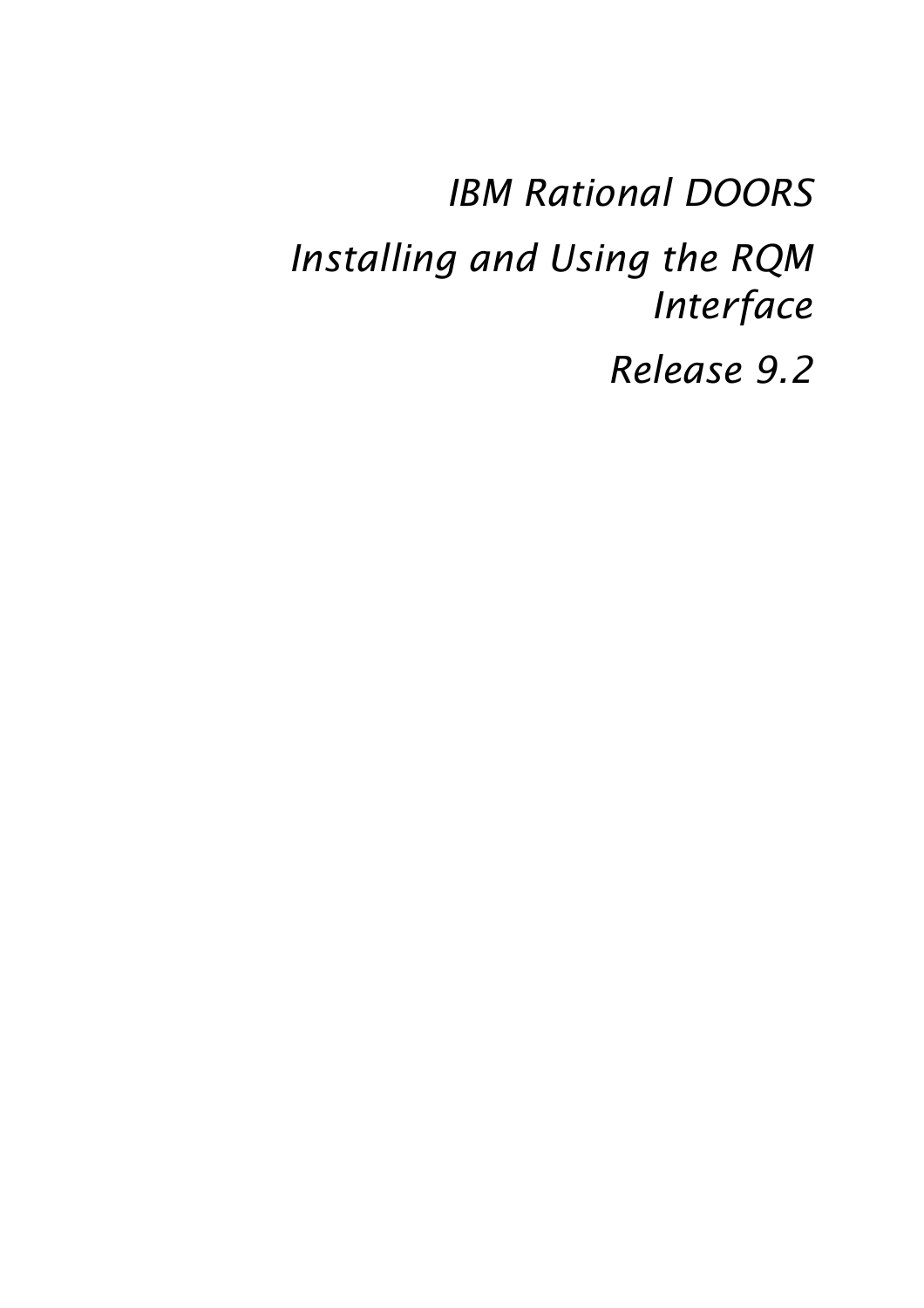*IBM Rational DOORS*

*Installing and Using the RQM Interface*

*Release 9.2*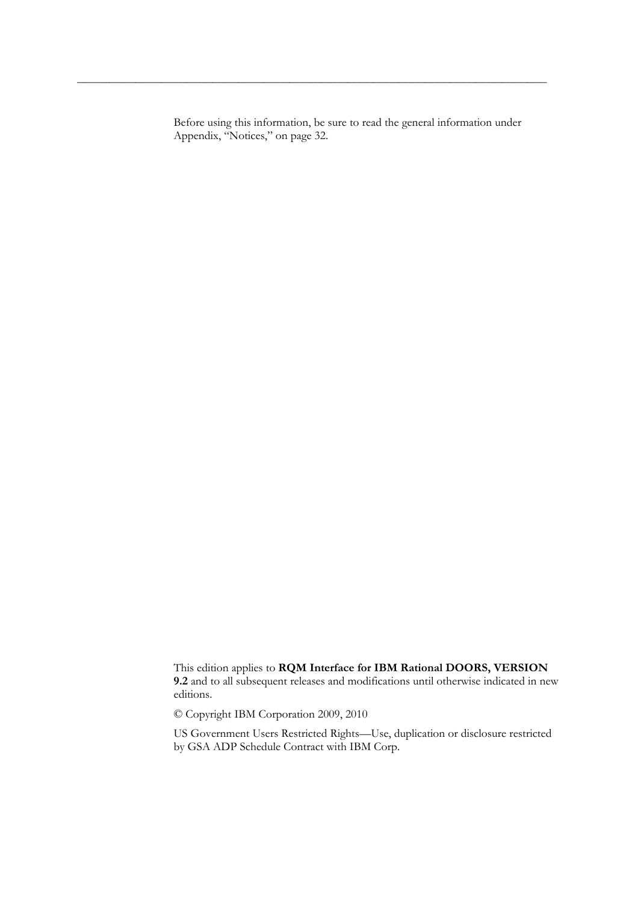Before using this information, be sure to read the general information under Appendix, “Notices,” on page 32.

This edition applies to **RQM Interface for IBM Rational DOORS, VERSION 9.2** and to all subsequent releases and modifications until otherwise indicated in new editions.

© Copyright IBM Corporation 2009, 2010

US Government Users Restricted Rights—Use, duplication or disclosure restricted by GSA ADP Schedule Contract with IBM Corp.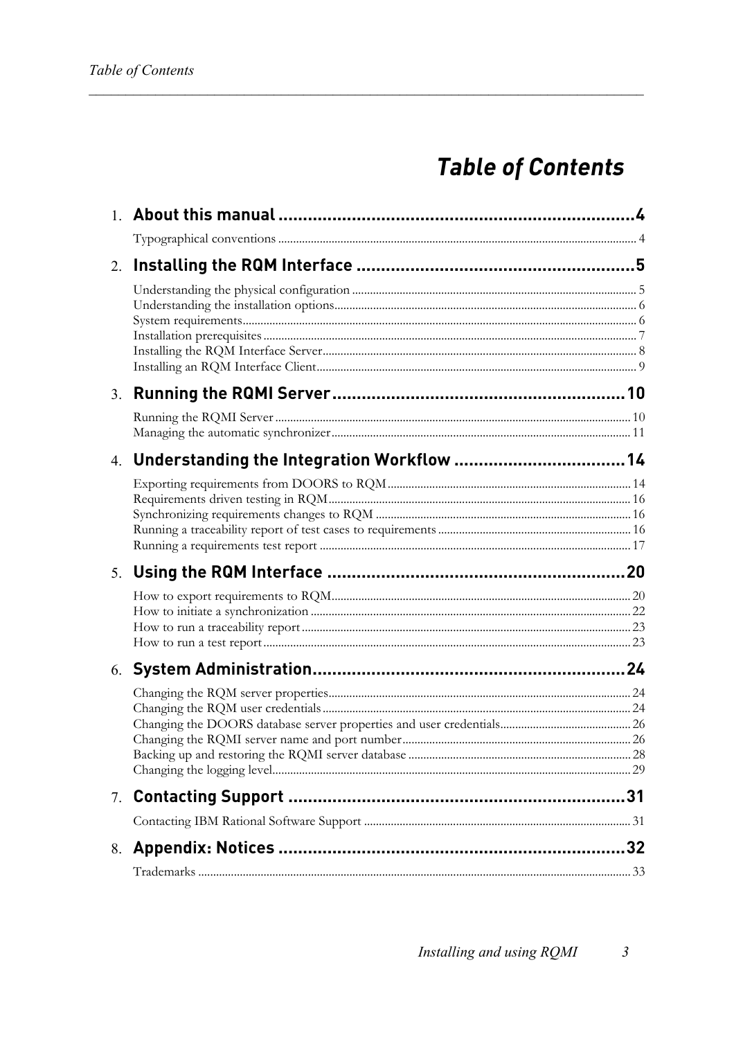# Table of Contents

1. **About this manual** ... 4
   - Typographical conventions ... 4
2. **Installing the RQM Interface** ... 5
   - Understanding the physical configuration ... 5
   - Understanding the installation options ... 6
   - System requirements ... 6
   - Installation prerequisites ... 7
   - Installing the RQM Interface Server ... 8
   - Installing an RQM Interface Client ... 9
3. **Running the RQMI Server** ... 10
   - Running the RQMI Server ... 10
   - Managing the automatic synchronizer ... 11
4. **Understanding the Integration Workflow** ... 14
   - Exporting requirements from DOORS to RQM ... 14
   - Requirements driven testing in RQM ... 16
   - Synchronizing requirements changes to RQM ... 16
   - Running a traceability report of test cases to requirements ... 16
   - Running a requirements test report ... 17
5. **Using the RQM Interface** ... 20
   - How to export requirements to RQM ... 20
   - How to initiate a synchronization ... 22
   - How to run a traceability report ... 23
   - How to run a test report ... 23
6. **System Administration** ... 24
   - Changing the RQM server properties ... 24
   - Changing the RQM user credentials ... 24
   - Changing the DOORS database server properties and user credentials ... 26
   - Changing the RQMI server name and port number ... 26
   - Backing up and restoring the RQMI server database ... 28
   - Changing the logging level ... 29
7. **Contacting Support** ... 31
   - Contacting IBM Rational Software Support ... 31
8. **Appendix: Notices** ... 32
   - Trademarks ... 33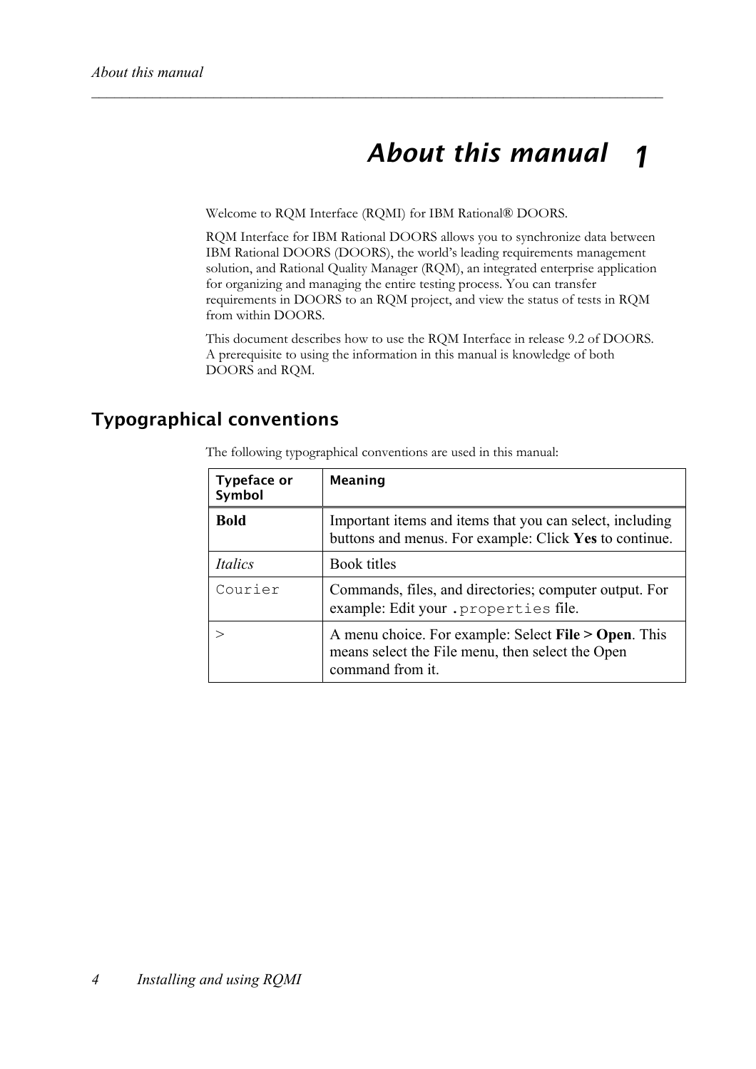# About this manual 1

Welcome to RQM Interface (RQMI) for IBM Rational® DOORS.

RQM Interface for IBM Rational DOORS allows you to synchronize data between IBM Rational DOORS (DOORS), the world's leading requirements management solution, and Rational Quality Manager (RQM), an integrated enterprise application for organizing and managing the entire testing process. You can transfer requirements in DOORS to an RQM project, and view the status of tests in RQM from within DOORS.

This document describes how to use the RQM Interface in release 9.2 of DOORS. A prerequisite to using the information in this manual is knowledge of both DOORS and RQM.

## Typographical conventions

The following typographical conventions are used in this manual:

| Typeface or Symbol | Meaning |
|---|---|
| **Bold** | Important items and items that you can select, including buttons and menus. For example: Click **Yes** to continue. |
| *Italics* | Book titles |
| `Courier` | Commands, files, and directories; computer output. For example: Edit your `.properties` file. |
| > | A menu choice. For example: Select **File > Open**. This means select the File menu, then select the Open command from it. |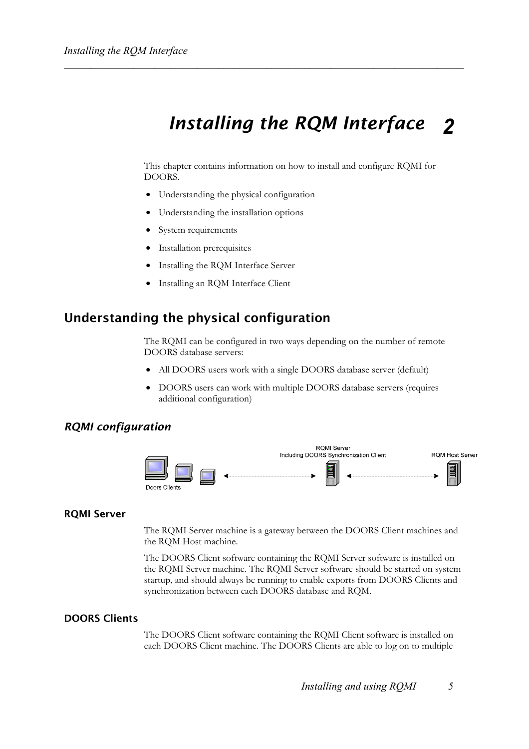# Installing the RQM Interface 2

This chapter contains information on how to install and configure RQMI for DOORS.

- Understanding the physical configuration
- Understanding the installation options
- System requirements
- Installation prerequisites
- Installing the RQM Interface Server
- Installing an RQM Interface Client

## Understanding the physical configuration

The RQMI can be configured in two ways depending on the number of remote DOORS database servers:

- All DOORS users work with a single DOORS database server (default)
- DOORS users can work with multiple DOORS database servers (requires additional configuration)

### *RQMI configuration*

Doors Clients ↔ RQMI Server Including DOORS Synchronization Client ↔ RQM Host Server

#### RQMI Server

The RQMI Server machine is a gateway between the DOORS Client machines and the RQM Host machine.

The DOORS Client software containing the RQMI Server software is installed on the RQMI Server machine. The RQMI Server software should be started on system startup, and should always be running to enable exports from DOORS Clients and synchronization between each DOORS database and RQM.

#### DOORS Clients

The DOORS Client software containing the RQMI Client software is installed on each DOORS Client machine. The DOORS Clients are able to log on to multiple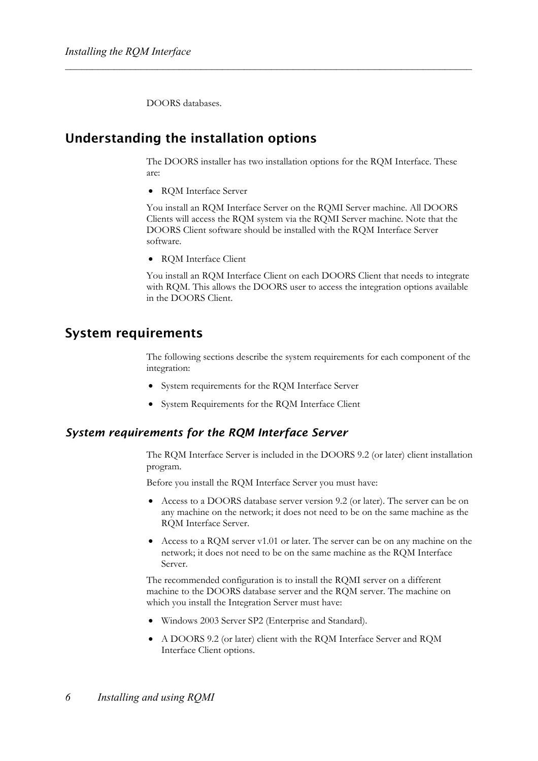DOORS databases.

## Understanding the installation options

The DOORS installer has two installation options for the RQM Interface. These are:

- RQM Interface Server

You install an RQM Interface Server on the RQMI Server machine. All DOORS Clients will access the RQM system via the RQMI Server machine. Note that the DOORS Client software should be installed with the RQM Interface Server software.

- RQM Interface Client

You install an RQM Interface Client on each DOORS Client that needs to integrate with RQM. This allows the DOORS user to access the integration options available in the DOORS Client.

## System requirements

The following sections describe the system requirements for each component of the integration:

- System requirements for the RQM Interface Server
- System Requirements for the RQM Interface Client

### *System requirements for the RQM Interface Server*

The RQM Interface Server is included in the DOORS 9.2 (or later) client installation program.

Before you install the RQM Interface Server you must have:

- Access to a DOORS database server version 9.2 (or later). The server can be on any machine on the network; it does not need to be on the same machine as the RQM Interface Server.
- Access to a RQM server v1.01 or later. The server can be on any machine on the network; it does not need to be on the same machine as the RQM Interface Server.

The recommended configuration is to install the RQMI server on a different machine to the DOORS database server and the RQM server. The machine on which you install the Integration Server must have:

- Windows 2003 Server SP2 (Enterprise and Standard).
- A DOORS 9.2 (or later) client with the RQM Interface Server and RQM Interface Client options.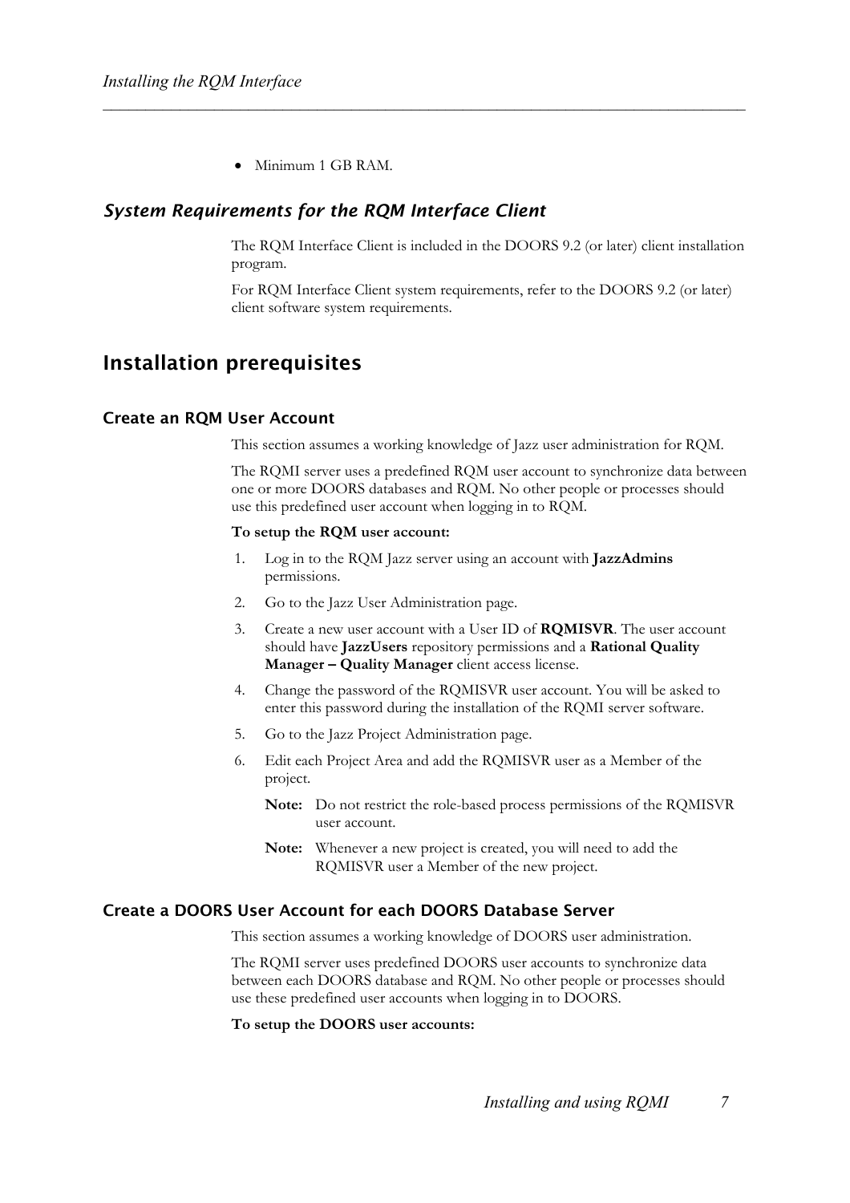- Minimum 1 GB RAM.

### *System Requirements for the RQM Interface Client*

The RQM Interface Client is included in the DOORS 9.2 (or later) client installation program.

For RQM Interface Client system requirements, refer to the DOORS 9.2 (or later) client software system requirements.

## Installation prerequisites

### Create an RQM User Account

This section assumes a working knowledge of Jazz user administration for RQM.

The RQMI server uses a predefined RQM user account to synchronize data between one or more DOORS databases and RQM. No other people or processes should use this predefined user account when logging in to RQM.

**To setup the RQM user account:**

1. Log in to the RQM Jazz server using an account with **JazzAdmins** permissions.
2. Go to the Jazz User Administration page.
3. Create a new user account with a User ID of **RQMISVR**. The user account should have **JazzUsers** repository permissions and a **Rational Quality Manager – Quality Manager** client access license.
4. Change the password of the RQMISVR user account. You will be asked to enter this password during the installation of the RQMI server software.
5. Go to the Jazz Project Administration page.
6. Edit each Project Area and add the RQMISVR user as a Member of the project.

   **Note:** Do not restrict the role-based process permissions of the RQMISVR user account.

   **Note:** Whenever a new project is created, you will need to add the RQMISVR user a Member of the new project.

### Create a DOORS User Account for each DOORS Database Server

This section assumes a working knowledge of DOORS user administration.

The RQMI server uses predefined DOORS user accounts to synchronize data between each DOORS database and RQM. No other people or processes should use these predefined user accounts when logging in to DOORS.

**To setup the DOORS user accounts:**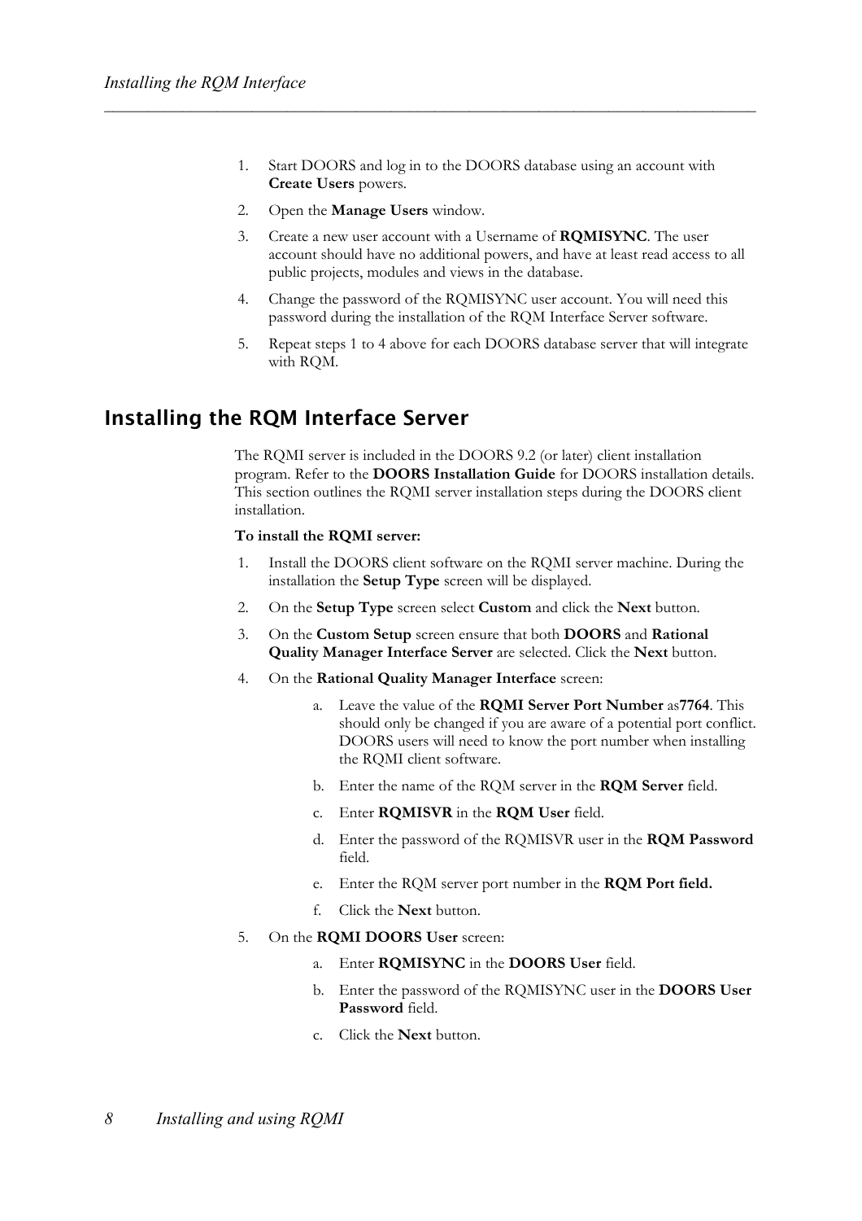1. Start DOORS and log in to the DOORS database using an account with **Create Users** powers.
2. Open the **Manage Users** window.
3. Create a new user account with a Username of **RQMISYNC**. The user account should have no additional powers, and have at least read access to all public projects, modules and views in the database.
4. Change the password of the RQMISYNC user account. You will need this password during the installation of the RQM Interface Server software.
5. Repeat steps 1 to 4 above for each DOORS database server that will integrate with RQM.

## Installing the RQM Interface Server

The RQMI server is included in the DOORS 9.2 (or later) client installation program. Refer to the **DOORS Installation Guide** for DOORS installation details. This section outlines the RQMI server installation steps during the DOORS client installation.

**To install the RQMI server:**

1. Install the DOORS client software on the RQMI server machine. During the installation the **Setup Type** screen will be displayed.
2. On the **Setup Type** screen select **Custom** and click the **Next** button.
3. On the **Custom Setup** screen ensure that both **DOORS** and **Rational Quality Manager Interface Server** are selected. Click the **Next** button.
4. On the **Rational Quality Manager Interface** screen:
    a. Leave the value of the **RQMI Server Port Number** as**7764**. This should only be changed if you are aware of a potential port conflict. DOORS users will need to know the port number when installing the RQMI client software.
    b. Enter the name of the RQM server in the **RQM Server** field.
    c. Enter **RQMISVR** in the **RQM User** field.
    d. Enter the password of the RQMISVR user in the **RQM Password** field.
    e. Enter the RQM server port number in the **RQM Port field.**
    f. Click the **Next** button.
5. On the **RQMI DOORS User** screen:
    a. Enter **RQMISYNC** in the **DOORS User** field.
    b. Enter the password of the RQMISYNC user in the **DOORS User Password** field.
    c. Click the **Next** button.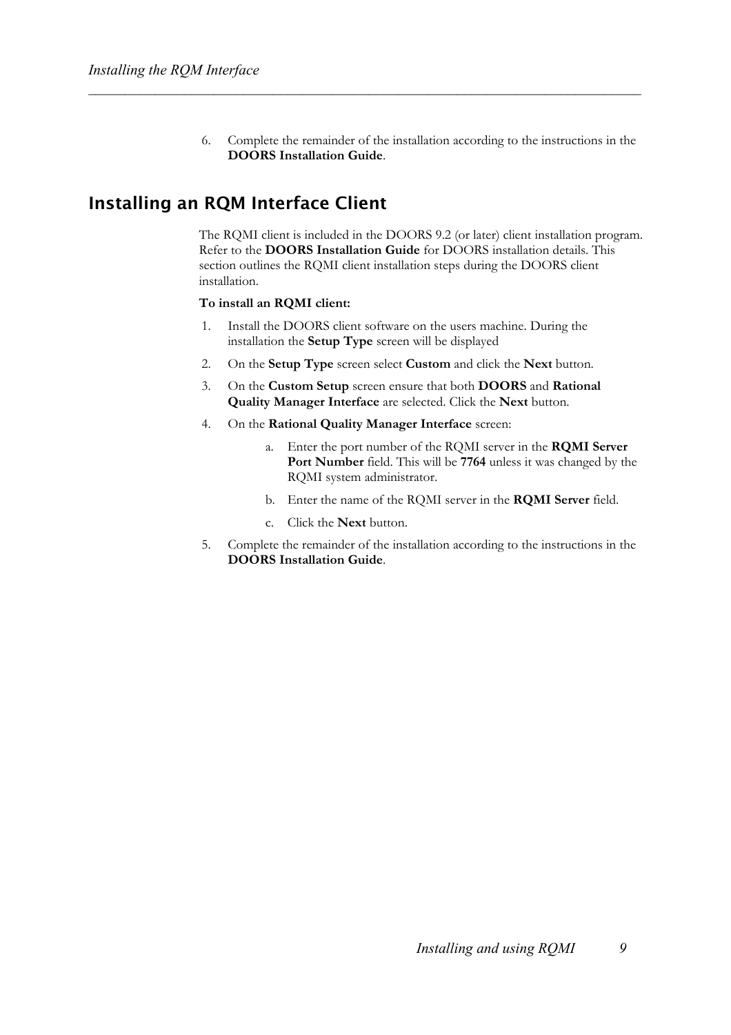6. Complete the remainder of the installation according to the instructions in the **DOORS Installation Guide**.

## Installing an RQM Interface Client

The RQMI client is included in the DOORS 9.2 (or later) client installation program. Refer to the **DOORS Installation Guide** for DOORS installation details. This section outlines the RQMI client installation steps during the DOORS client installation.

**To install an RQMI client:**

1. Install the DOORS client software on the users machine. During the installation the **Setup Type** screen will be displayed
2. On the **Setup Type** screen select **Custom** and click the **Next** button.
3. On the **Custom Setup** screen ensure that both **DOORS** and **Rational Quality Manager Interface** are selected. Click the **Next** button.
4. On the **Rational Quality Manager Interface** screen:
    a. Enter the port number of the RQMI server in the **RQMI Server Port Number** field. This will be **7764** unless it was changed by the RQMI system administrator.
    b. Enter the name of the RQMI server in the **RQMI Server** field.
    c. Click the **Next** button.
5. Complete the remainder of the installation according to the instructions in the **DOORS Installation Guide**.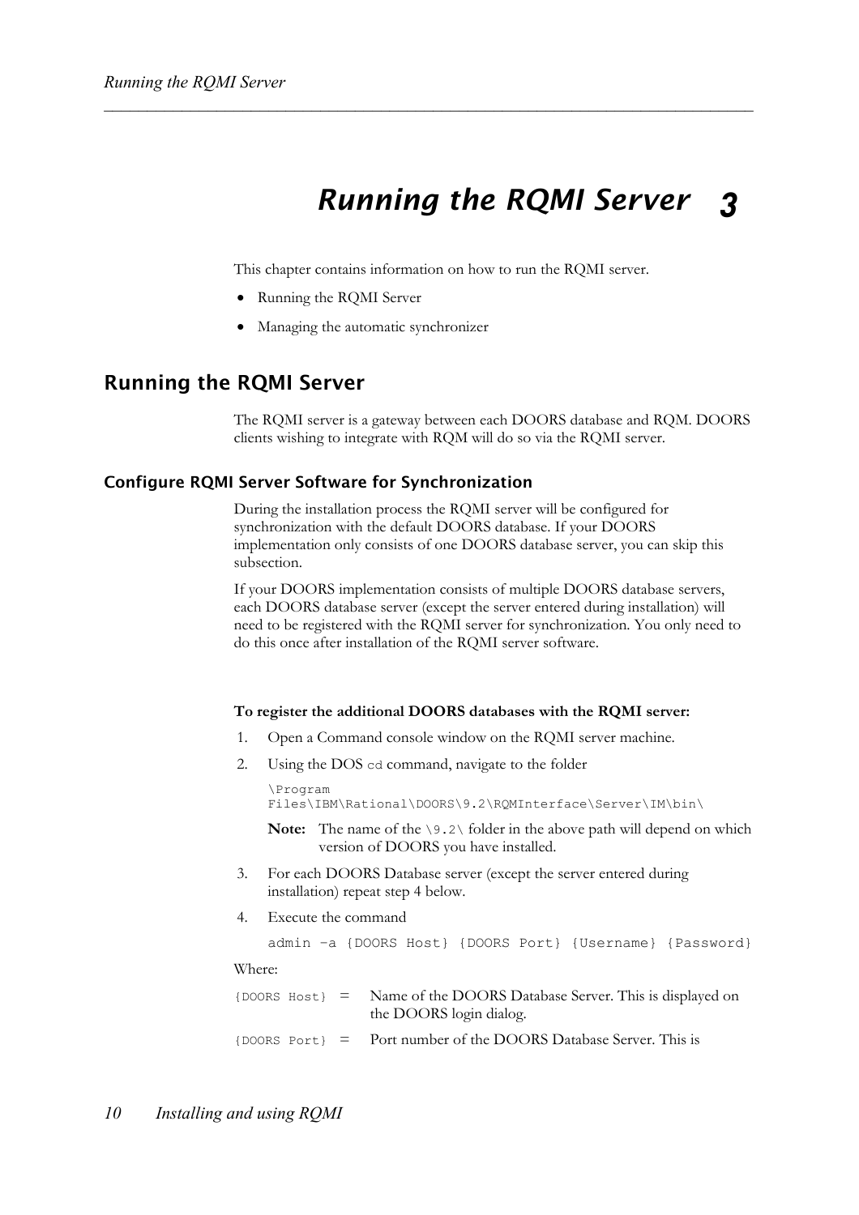# Running the RQMI Server 3

This chapter contains information on how to run the RQMI server.

- Running the RQMI Server
- Managing the automatic synchronizer

## Running the RQMI Server

The RQMI server is a gateway between each DOORS database and RQM. DOORS clients wishing to integrate with RQM will do so via the RQMI server.

### Configure RQMI Server Software for Synchronization

During the installation process the RQMI server will be configured for synchronization with the default DOORS database. If your DOORS implementation only consists of one DOORS database server, you can skip this subsection.

If your DOORS implementation consists of multiple DOORS database servers, each DOORS database server (except the server entered during installation) will need to be registered with the RQMI server for synchronization. You only need to do this once after installation of the RQMI server software.

**To register the additional DOORS databases with the RQMI server:**

1. Open a Command console window on the RQMI server machine.
2. Using the DOS `cd` command, navigate to the folder

   ```
   \Program
   Files\IBM\Rational\DOORS\9.2\RQMInterface\Server\IM\bin\
   ```

   **Note:** The name of the `\9.2\` folder in the above path will depend on which version of DOORS you have installed.

3. For each DOORS Database server (except the server entered during installation) repeat step 4 below.
4. Execute the command

   ```
   admin –a {DOORS Host} {DOORS Port} {Username} {Password}
   ```

Where:

`{DOORS Host}` = Name of the DOORS Database Server. This is displayed on the DOORS login dialog.

`{DOORS Port}` = Port number of the DOORS Database Server. This is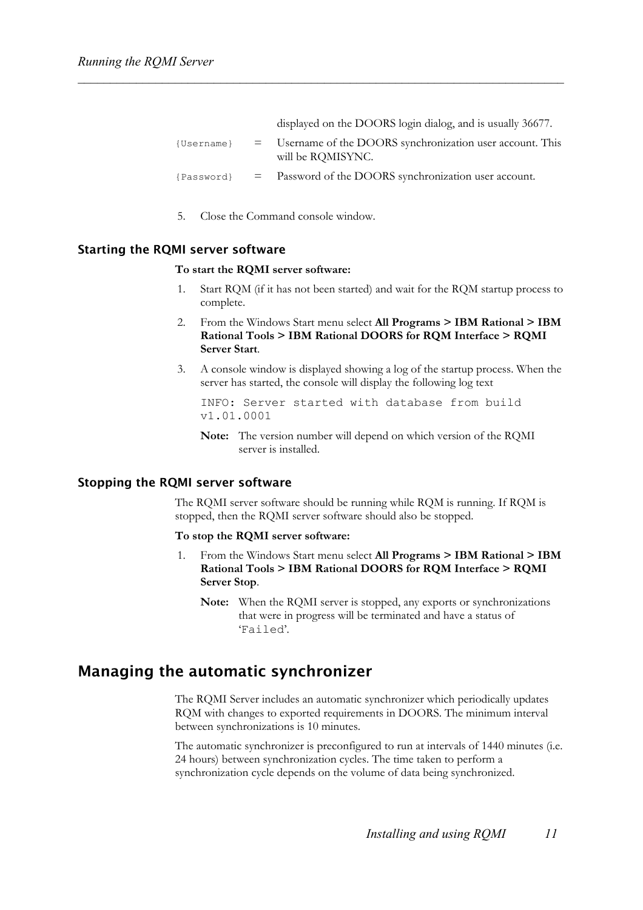| | | |
|---|---|---|
| | | displayed on the DOORS login dialog, and is usually 36677. |
| `{Username}` | = | Username of the DOORS synchronization user account. This will be RQMISYNC. |
| `{Password}` | = | Password of the DOORS synchronization user account. |

5. Close the Command console window.

### Starting the RQMI server software

**To start the RQMI server software:**

1. Start RQM (if it has not been started) and wait for the RQM startup process to complete.
2. From the Windows Start menu select **All Programs > IBM Rational > IBM Rational Tools > IBM Rational DOORS for RQM Interface > RQMI Server Start**.
3. A console window is displayed showing a log of the startup process. When the server has started, the console will display the following log text

   ```
   INFO: Server started with database from build
   v1.01.0001
   ```

   **Note:** The version number will depend on which version of the RQMI server is installed.

### Stopping the RQMI server software

The RQMI server software should be running while RQM is running. If RQM is stopped, then the RQMI server software should also be stopped.

**To stop the RQMI server software:**

1. From the Windows Start menu select **All Programs > IBM Rational > IBM Rational Tools > IBM Rational DOORS for RQM Interface > RQMI Server Stop**.

   **Note:** When the RQMI server is stopped, any exports or synchronizations that were in progress will be terminated and have a status of ‘`Failed`’.

## Managing the automatic synchronizer

The RQMI Server includes an automatic synchronizer which periodically updates RQM with changes to exported requirements in DOORS. The minimum interval between synchronizations is 10 minutes.

The automatic synchronizer is preconfigured to run at intervals of 1440 minutes (i.e. 24 hours) between synchronization cycles. The time taken to perform a synchronization cycle depends on the volume of data being synchronized.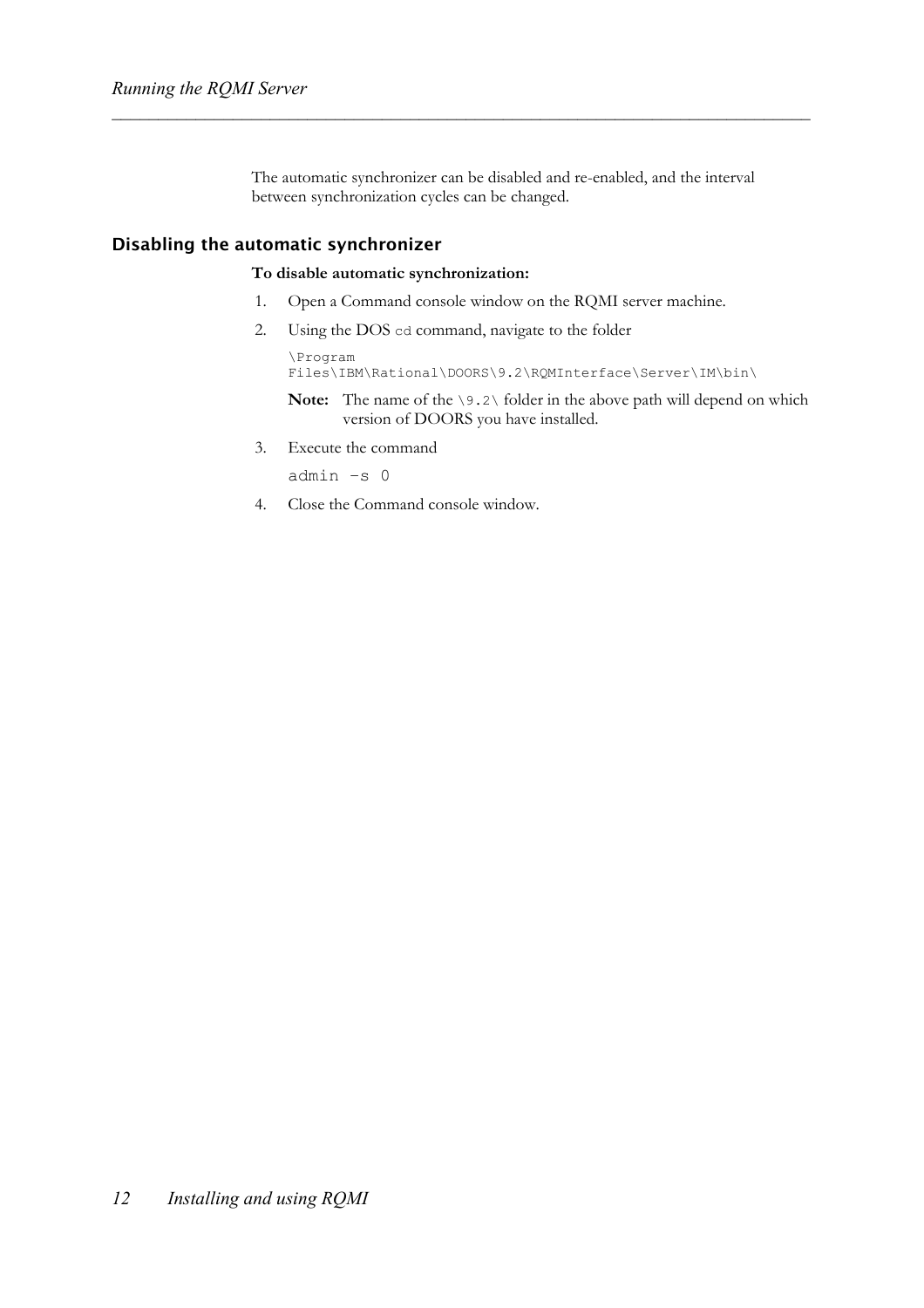The automatic synchronizer can be disabled and re-enabled, and the interval between synchronization cycles can be changed.

## Disabling the automatic synchronizer

**To disable automatic synchronization:**

1. Open a Command console window on the RQMI server machine.
2. Using the DOS `cd` command, navigate to the folder

   ```
   \Program Files\IBM\Rational\DOORS\9.2\RQMInterface\Server\IM\bin\
   ```

   **Note:** The name of the `\9.2\` folder in the above path will depend on which version of DOORS you have installed.

3. Execute the command

   ```
   admin –s 0
   ```

4. Close the Command console window.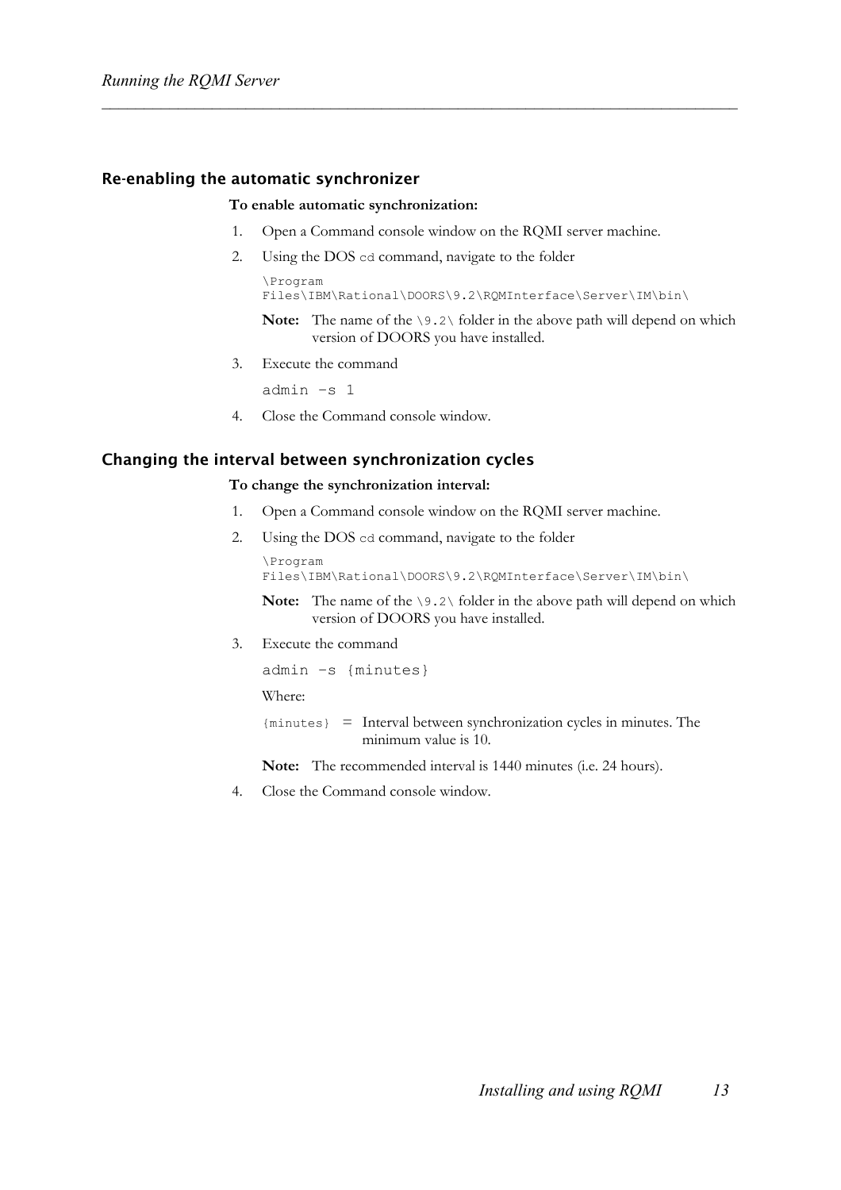## Re-enabling the automatic synchronizer

**To enable automatic synchronization:**

1. Open a Command console window on the RQMI server machine.
2. Using the DOS `cd` command, navigate to the folder

   ```
   \Program Files\IBM\Rational\DOORS\9.2\RQMInterface\Server\IM\bin\
   ```

   **Note:** The name of the `\9.2\` folder in the above path will depend on which version of DOORS you have installed.

3. Execute the command

   ```
   admin –s 1
   ```

4. Close the Command console window.

## Changing the interval between synchronization cycles

**To change the synchronization interval:**

1. Open a Command console window on the RQMI server machine.
2. Using the DOS `cd` command, navigate to the folder

   ```
   \Program Files\IBM\Rational\DOORS\9.2\RQMInterface\Server\IM\bin\
   ```

   **Note:** The name of the `\9.2\` folder in the above path will depend on which version of DOORS you have installed.

3. Execute the command

   ```
   admin –s {minutes}
   ```

   Where:

   `{minutes}` = Interval between synchronization cycles in minutes. The minimum value is 10.

   **Note:** The recommended interval is 1440 minutes (i.e. 24 hours).

4. Close the Command console window.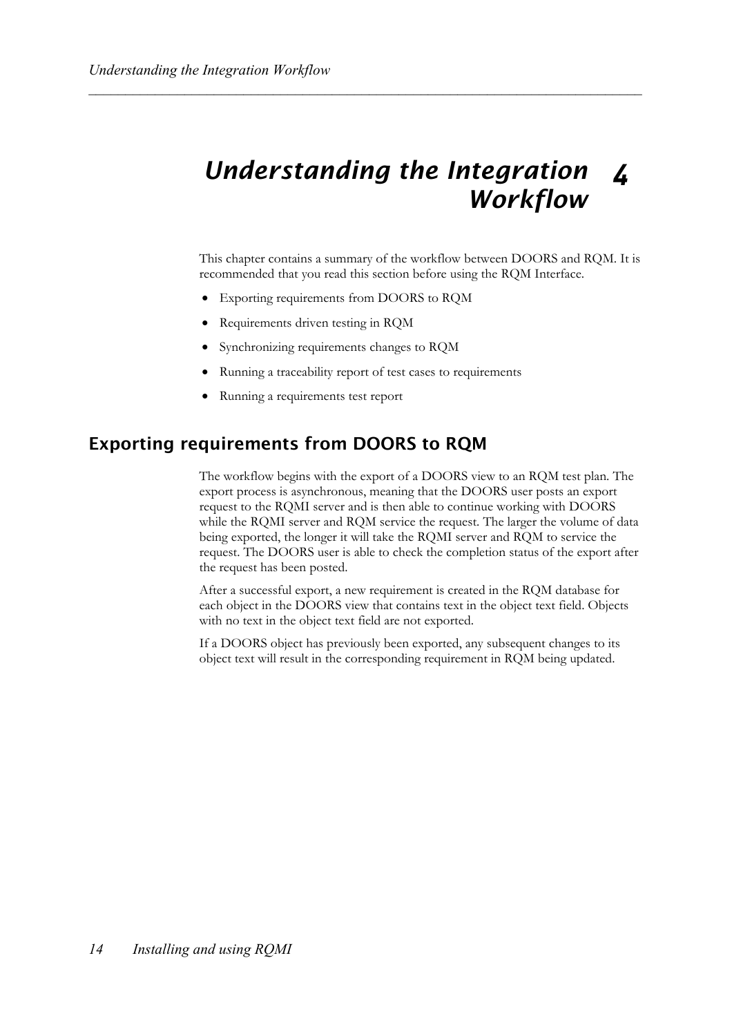# 4 Understanding the Integration Workflow

This chapter contains a summary of the workflow between DOORS and RQM. It is recommended that you read this section before using the RQM Interface.

- Exporting requirements from DOORS to RQM
- Requirements driven testing in RQM
- Synchronizing requirements changes to RQM
- Running a traceability report of test cases to requirements
- Running a requirements test report

## Exporting requirements from DOORS to RQM

The workflow begins with the export of a DOORS view to an RQM test plan. The export process is asynchronous, meaning that the DOORS user posts an export request to the RQMI server and is then able to continue working with DOORS while the RQMI server and RQM service the request. The larger the volume of data being exported, the longer it will take the RQMI server and RQM to service the request. The DOORS user is able to check the completion status of the export after the request has been posted.

After a successful export, a new requirement is created in the RQM database for each object in the DOORS view that contains text in the object text field. Objects with no text in the object text field are not exported.

If a DOORS object has previously been exported, any subsequent changes to its object text will result in the corresponding requirement in RQM being updated.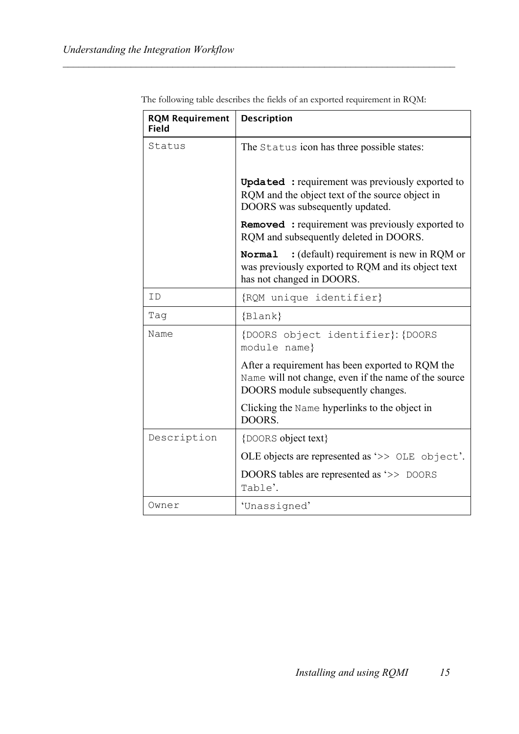The following table describes the fields of an exported requirement in RQM:

| RQM Requirement Field | Description |
|---|---|
| Status | The Status icon has three possible states:<br><br>**Updated :** requirement was previously exported to RQM and the object text of the source object in DOORS was subsequently updated.<br><br>**Removed :** requirement was previously exported to RQM and subsequently deleted in DOORS.<br><br>**Normal :** (default) requirement is new in RQM or was previously exported to RQM and its object text has not changed in DOORS. |
| ID | {RQM unique identifier} |
| Tag | {Blank} |
| Name | {DOORS object identifier}: {DOORS module name}<br><br>After a requirement has been exported to RQM the Name will not change, even if the name of the source DOORS module subsequently changes.<br><br>Clicking the Name hyperlinks to the object in DOORS. |
| Description | {DOORS object text}<br><br>OLE objects are represented as '>> OLE object'.<br><br>DOORS tables are represented as '>> DOORS Table'. |
| Owner | 'Unassigned' |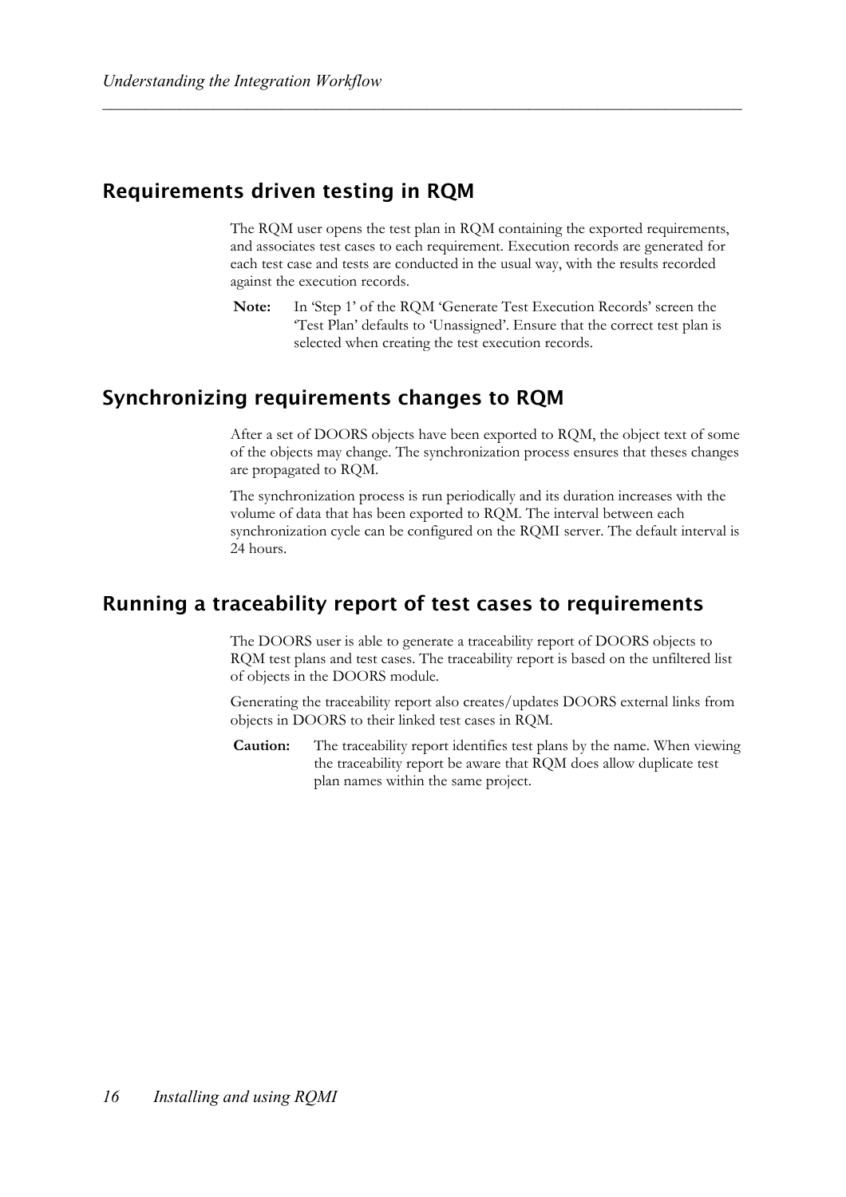## Requirements driven testing in RQM

The RQM user opens the test plan in RQM containing the exported requirements, and associates test cases to each requirement. Execution records are generated for each test case and tests are conducted in the usual way, with the results recorded against the execution records.

**Note:** In 'Step 1' of the RQM 'Generate Test Execution Records' screen the 'Test Plan' defaults to 'Unassigned'. Ensure that the correct test plan is selected when creating the test execution records.

## Synchronizing requirements changes to RQM

After a set of DOORS objects have been exported to RQM, the object text of some of the objects may change. The synchronization process ensures that theses changes are propagated to RQM.

The synchronization process is run periodically and its duration increases with the volume of data that has been exported to RQM. The interval between each synchronization cycle can be configured on the RQMI server. The default interval is 24 hours.

## Running a traceability report of test cases to requirements

The DOORS user is able to generate a traceability report of DOORS objects to RQM test plans and test cases. The traceability report is based on the unfiltered list of objects in the DOORS module.

Generating the traceability report also creates/updates DOORS external links from objects in DOORS to their linked test cases in RQM.

**Caution:** The traceability report identifies test plans by the name. When viewing the traceability report be aware that RQM does allow duplicate test plan names within the same project.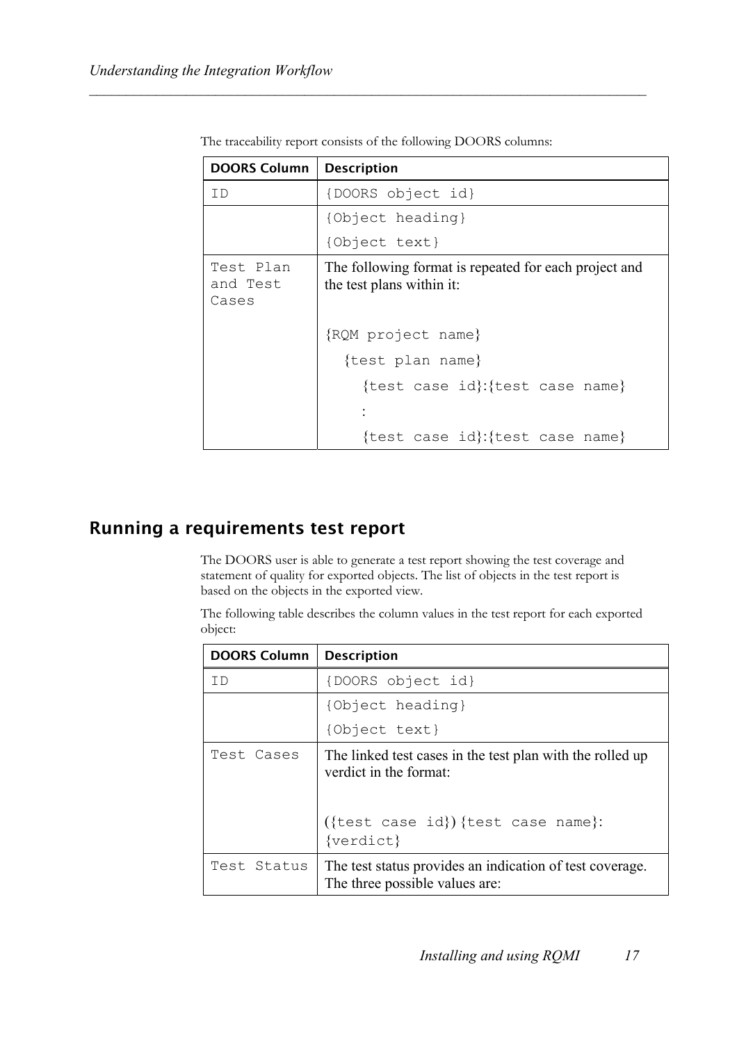The traceability report consists of the following DOORS columns:

| DOORS Column | Description |
| --- | --- |
| ID | {DOORS object id} |
| | {Object heading}<br>{Object text} |
| Test Plan and Test Cases | The following format is repeated for each project and the test plans within it:<br><br>{RQM project name}<br>&nbsp;&nbsp;{test plan name}<br>&nbsp;&nbsp;&nbsp;&nbsp;{test case id}:{test case name}<br>&nbsp;&nbsp;&nbsp;&nbsp;:<br>&nbsp;&nbsp;&nbsp;&nbsp;{test case id}:{test case name} |

## Running a requirements test report

The DOORS user is able to generate a test report showing the test coverage and statement of quality for exported objects. The list of objects in the test report is based on the objects in the exported view.

The following table describes the column values in the test report for each exported object:

| DOORS Column | Description |
| --- | --- |
| ID | {DOORS object id} |
| | {Object heading}<br>{Object text} |
| Test Cases | The linked test cases in the test plan with the rolled up verdict in the format:<br><br>({test case id}) {test case name}: {verdict} |
| Test Status | The test status provides an indication of test coverage. The three possible values are: |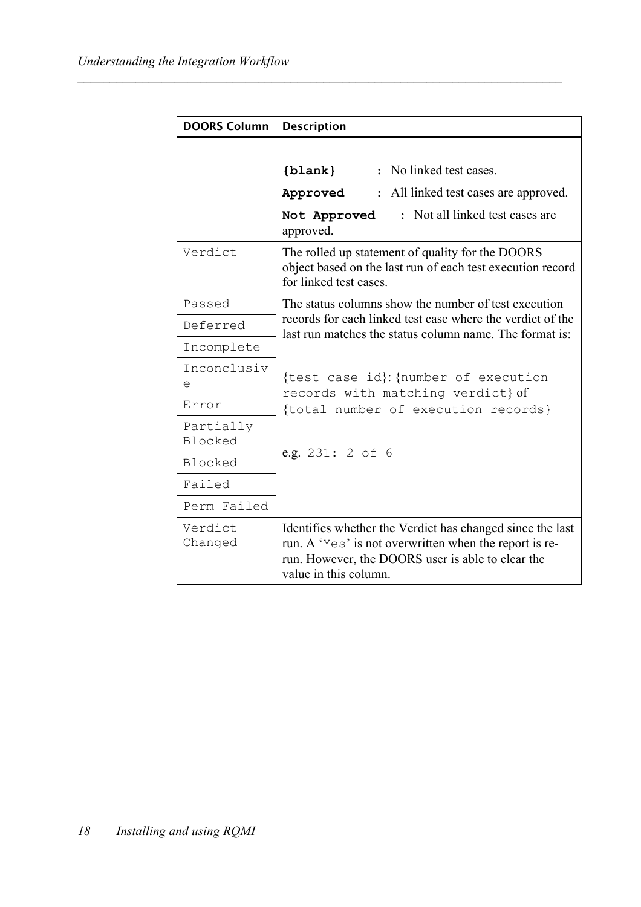| DOORS Column | Description |
|---|---|
| | **{blank}** : No linked test cases.<br>**Approved** : All linked test cases are approved.<br>**Not Approved** : Not all linked test cases are approved. |
| Verdict | The rolled up statement of quality for the DOORS object based on the last run of each test execution record for linked test cases. |
| Passed | The status columns show the number of test execution records for each linked test case where the verdict of the last run matches the status column name. The format is:<br><br>{test case id}: {number of execution records with matching verdict} of {total number of execution records}<br><br>e.g. 231: 2 of 6 |
| Deferred | |
| Incomplete | |
| Inconclusive | |
| Error | |
| Partially Blocked | |
| Blocked | |
| Failed | |
| Perm Failed | |
| Verdict Changed | Identifies whether the Verdict has changed since the last run. A 'Yes' is not overwritten when the report is re-run. However, the DOORS user is able to clear the value in this column. |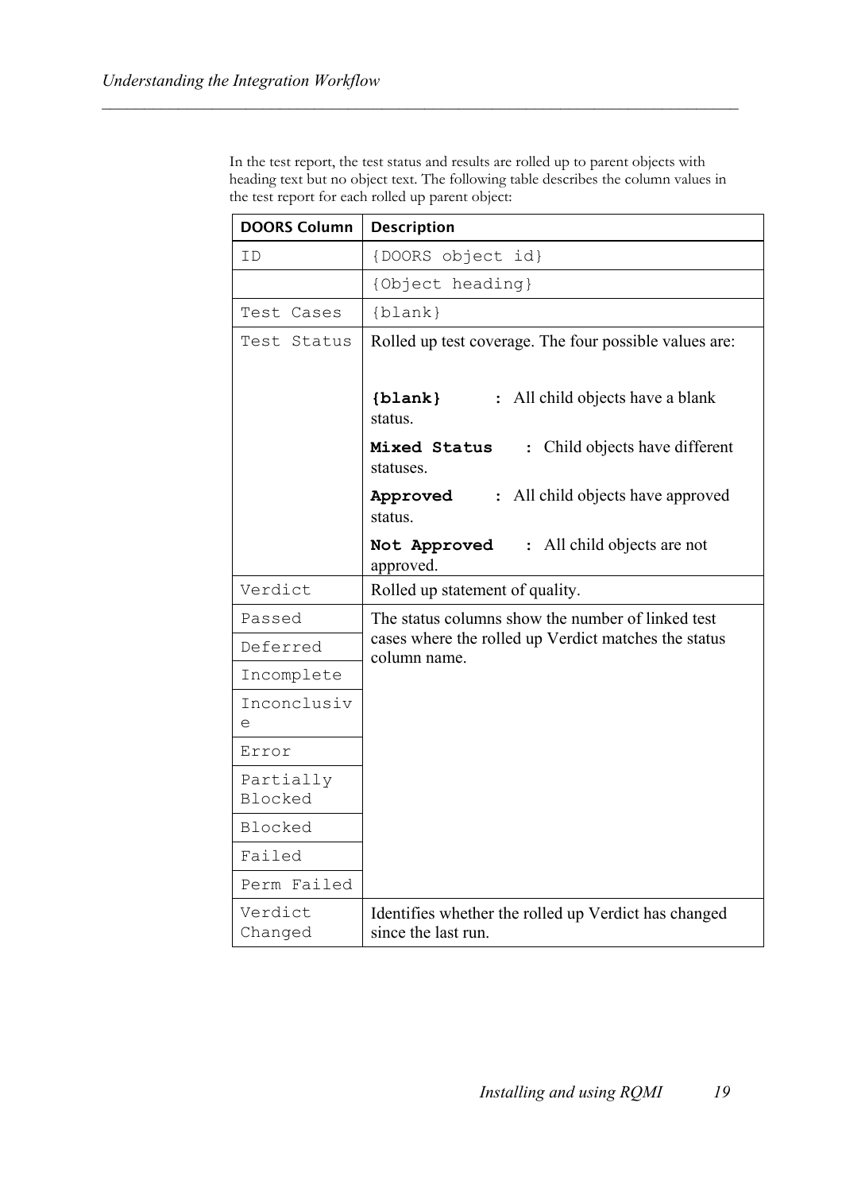In the test report, the test status and results are rolled up to parent objects with heading text but no object text. The following table describes the column values in the test report for each rolled up parent object:

| DOORS Column | Description |
|---|---|
| ID | {DOORS object id} |
| | {Object heading} |
| Test Cases | {blank} |
| Test Status | Rolled up test coverage. The four possible values are:<br><br>**{blank}** : All child objects have a blank status.<br>**Mixed Status** : Child objects have different statuses.<br>**Approved** : All child objects have approved status.<br>**Not Approved** : All child objects are not approved. |
| Verdict | Rolled up statement of quality. |
| Passed | The status columns show the number of linked test cases where the rolled up Verdict matches the status column name. |
| Deferred | |
| Incomplete | |
| Inconclusive | |
| Error | |
| Partially Blocked | |
| Blocked | |
| Failed | |
| Perm Failed | |
| Verdict Changed | Identifies whether the rolled up Verdict has changed since the last run. |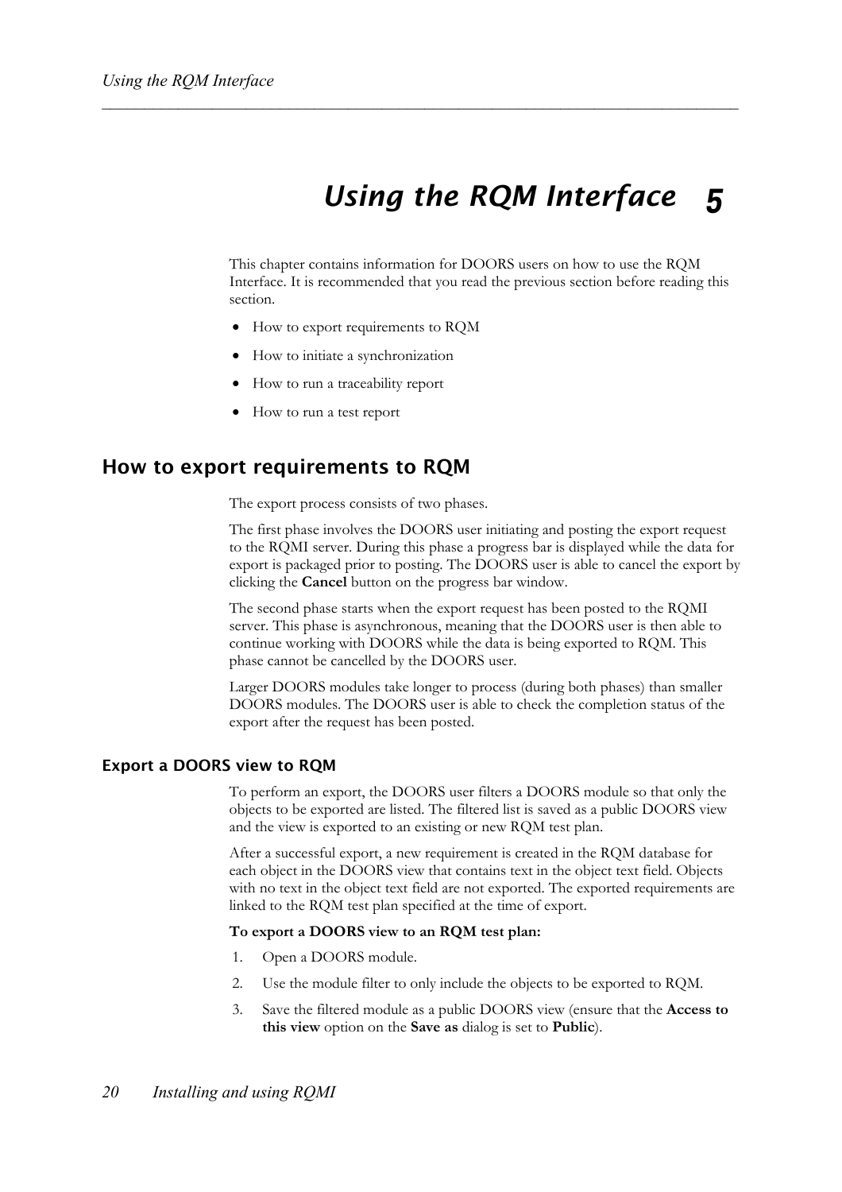# Using the RQM Interface 5

This chapter contains information for DOORS users on how to use the RQM Interface. It is recommended that you read the previous section before reading this section.

- How to export requirements to RQM
- How to initiate a synchronization
- How to run a traceability report
- How to run a test report

## How to export requirements to RQM

The export process consists of two phases.

The first phase involves the DOORS user initiating and posting the export request to the RQMI server. During this phase a progress bar is displayed while the data for export is packaged prior to posting. The DOORS user is able to cancel the export by clicking the **Cancel** button on the progress bar window.

The second phase starts when the export request has been posted to the RQMI server. This phase is asynchronous, meaning that the DOORS user is then able to continue working with DOORS while the data is being exported to RQM. This phase cannot be cancelled by the DOORS user.

Larger DOORS modules take longer to process (during both phases) than smaller DOORS modules. The DOORS user is able to check the completion status of the export after the request has been posted.

### Export a DOORS view to RQM

To perform an export, the DOORS user filters a DOORS module so that only the objects to be exported are listed. The filtered list is saved as a public DOORS view and the view is exported to an existing or new RQM test plan.

After a successful export, a new requirement is created in the RQM database for each object in the DOORS view that contains text in the object text field. Objects with no text in the object text field are not exported. The exported requirements are linked to the RQM test plan specified at the time of export.

**To export a DOORS view to an RQM test plan:**

1. Open a DOORS module.
2. Use the module filter to only include the objects to be exported to RQM.
3. Save the filtered module as a public DOORS view (ensure that the **Access to this view** option on the **Save as** dialog is set to **Public**).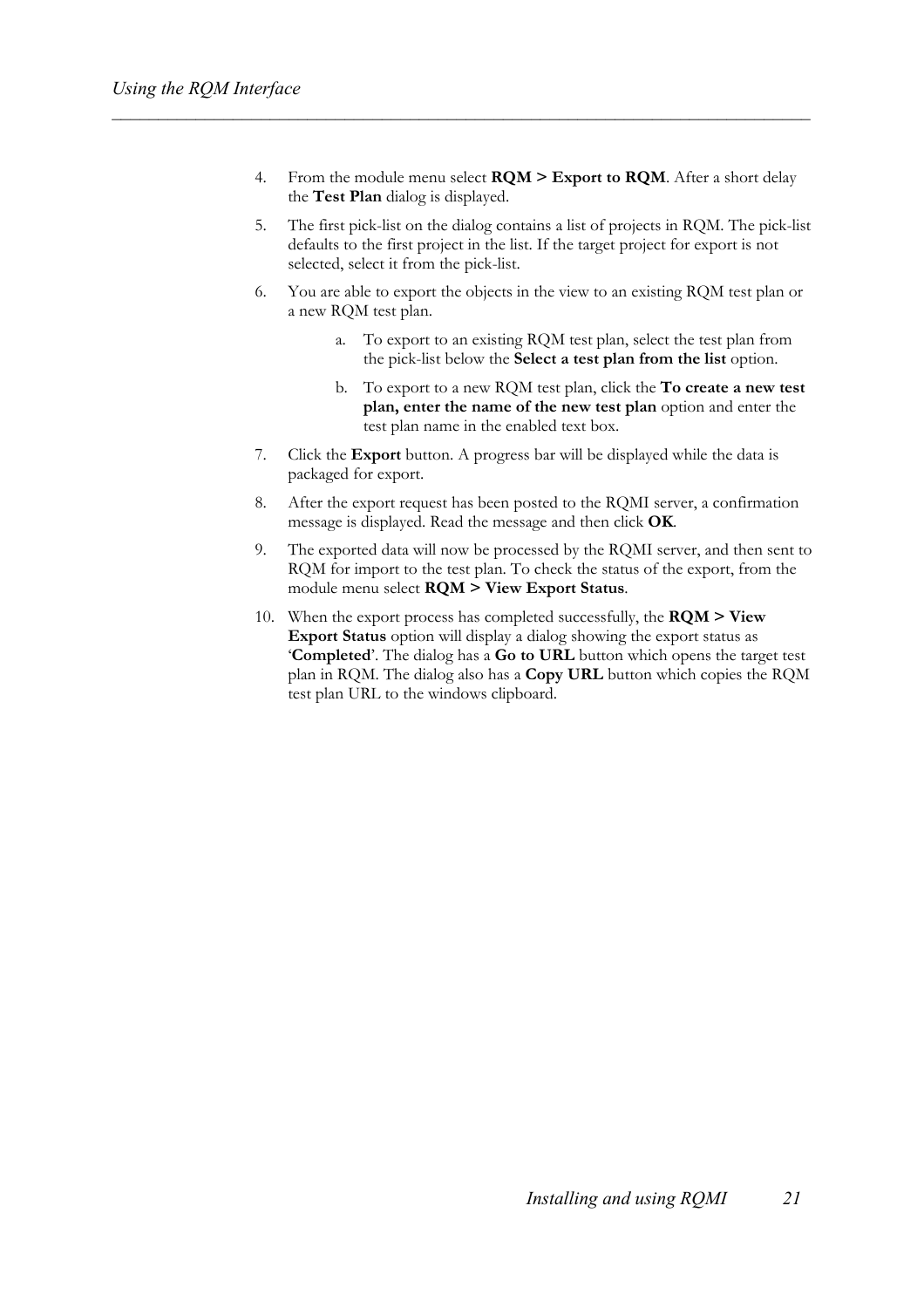4. From the module menu select **RQM > Export to RQM**. After a short delay the **Test Plan** dialog is displayed.
5. The first pick-list on the dialog contains a list of projects in RQM. The pick-list defaults to the first project in the list. If the target project for export is not selected, select it from the pick-list.
6. You are able to export the objects in the view to an existing RQM test plan or a new RQM test plan.
    a. To export to an existing RQM test plan, select the test plan from the pick-list below the **Select a test plan from the list** option.
    b. To export to a new RQM test plan, click the **To create a new test plan, enter the name of the new test plan** option and enter the test plan name in the enabled text box.
7. Click the **Export** button. A progress bar will be displayed while the data is packaged for export.
8. After the export request has been posted to the RQMI server, a confirmation message is displayed. Read the message and then click **OK**.
9. The exported data will now be processed by the RQMI server, and then sent to RQM for import to the test plan. To check the status of the export, from the module menu select **RQM > View Export Status**.
10. When the export process has completed successfully, the **RQM > View Export Status** option will display a dialog showing the export status as '**Completed**'. The dialog has a **Go to URL** button which opens the target test plan in RQM. The dialog also has a **Copy URL** button which copies the RQM test plan URL to the windows clipboard.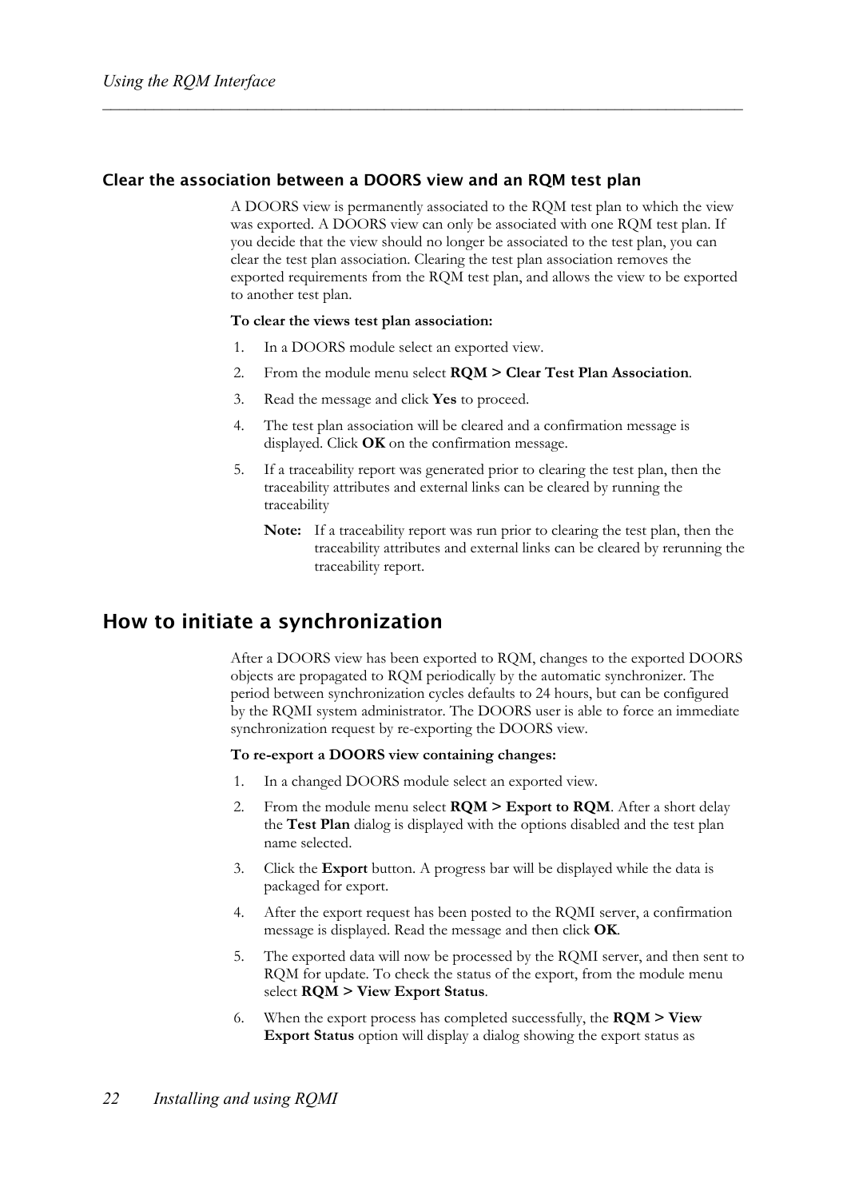### Clear the association between a DOORS view and an RQM test plan

A DOORS view is permanently associated to the RQM test plan to which the view was exported. A DOORS view can only be associated with one RQM test plan. If you decide that the view should no longer be associated to the test plan, you can clear the test plan association. Clearing the test plan association removes the exported requirements from the RQM test plan, and allows the view to be exported to another test plan.

**To clear the views test plan association:**

1. In a DOORS module select an exported view.
2. From the module menu select **RQM > Clear Test Plan Association**.
3. Read the message and click **Yes** to proceed.
4. The test plan association will be cleared and a confirmation message is displayed. Click **OK** on the confirmation message.
5. If a traceability report was generated prior to clearing the test plan, then the traceability attributes and external links can be cleared by running the traceability

   **Note:** If a traceability report was run prior to clearing the test plan, then the traceability attributes and external links can be cleared by rerunning the traceability report.

## How to initiate a synchronization

After a DOORS view has been exported to RQM, changes to the exported DOORS objects are propagated to RQM periodically by the automatic synchronizer. The period between synchronization cycles defaults to 24 hours, but can be configured by the RQMI system administrator. The DOORS user is able to force an immediate synchronization request by re-exporting the DOORS view.

**To re-export a DOORS view containing changes:**

1. In a changed DOORS module select an exported view.
2. From the module menu select **RQM > Export to RQM**. After a short delay the **Test Plan** dialog is displayed with the options disabled and the test plan name selected.
3. Click the **Export** button. A progress bar will be displayed while the data is packaged for export.
4. After the export request has been posted to the RQMI server, a confirmation message is displayed. Read the message and then click **OK**.
5. The exported data will now be processed by the RQMI server, and then sent to RQM for update. To check the status of the export, from the module menu select **RQM > View Export Status**.
6. When the export process has completed successfully, the **RQM > View Export Status** option will display a dialog showing the export status as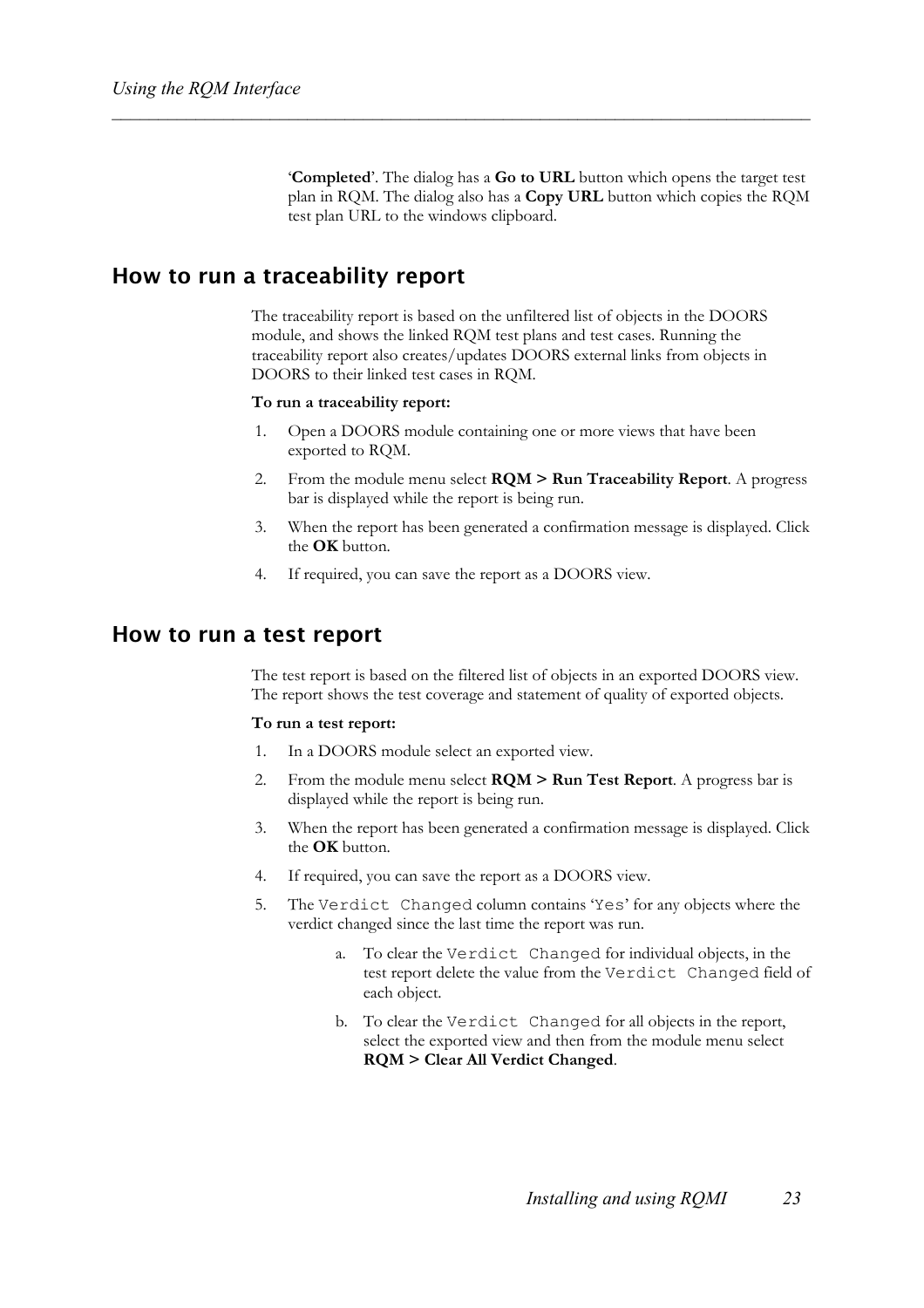'**Completed**'. The dialog has a **Go to URL** button which opens the target test plan in RQM. The dialog also has a **Copy URL** button which copies the RQM test plan URL to the windows clipboard.

## How to run a traceability report

The traceability report is based on the unfiltered list of objects in the DOORS module, and shows the linked RQM test plans and test cases. Running the traceability report also creates/updates DOORS external links from objects in DOORS to their linked test cases in RQM.

**To run a traceability report:**

1. Open a DOORS module containing one or more views that have been exported to RQM.
2. From the module menu select **RQM > Run Traceability Report**. A progress bar is displayed while the report is being run.
3. When the report has been generated a confirmation message is displayed. Click the **OK** button.
4. If required, you can save the report as a DOORS view.

## How to run a test report

The test report is based on the filtered list of objects in an exported DOORS view. The report shows the test coverage and statement of quality of exported objects.

**To run a test report:**

1. In a DOORS module select an exported view.
2. From the module menu select **RQM > Run Test Report**. A progress bar is displayed while the report is being run.
3. When the report has been generated a confirmation message is displayed. Click the **OK** button.
4. If required, you can save the report as a DOORS view.
5. The `Verdict Changed` column contains '`Yes`' for any objects where the verdict changed since the last time the report was run.
   a. To clear the `Verdict Changed` for individual objects, in the test report delete the value from the `Verdict Changed` field of each object.
   b. To clear the `Verdict Changed` for all objects in the report, select the exported view and then from the module menu select **RQM > Clear All Verdict Changed**.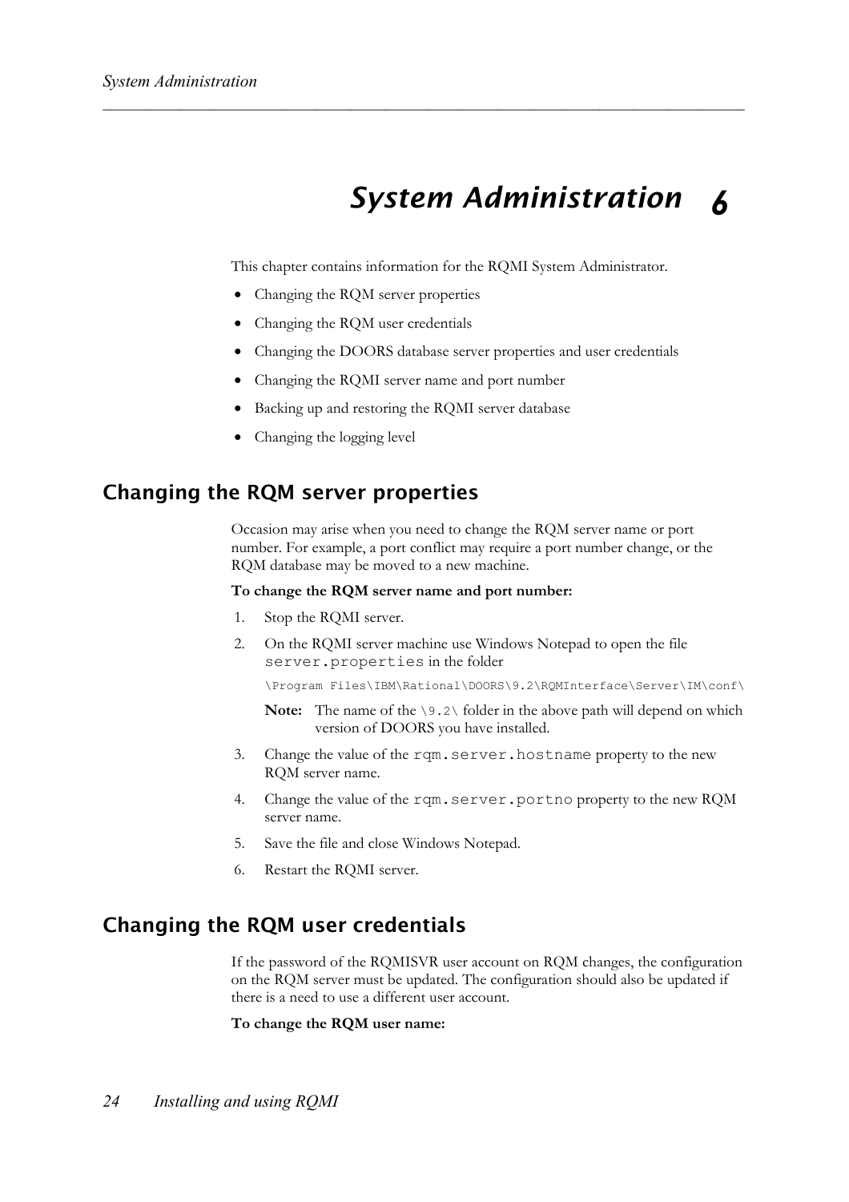# System Administration 6

This chapter contains information for the RQMI System Administrator.

- Changing the RQM server properties
- Changing the RQM user credentials
- Changing the DOORS database server properties and user credentials
- Changing the RQMI server name and port number
- Backing up and restoring the RQMI server database
- Changing the logging level

## Changing the RQM server properties

Occasion may arise when you need to change the RQM server name or port number. For example, a port conflict may require a port number change, or the RQM database may be moved to a new machine.

**To change the RQM server name and port number:**

1. Stop the RQMI server.
2. On the RQMI server machine use Windows Notepad to open the file `server.properties` in the folder

   `\Program Files\IBM\Rational\DOORS\9.2\RQMInterface\Server\IM\conf\`

   **Note:** The name of the `\9.2\` folder in the above path will depend on which version of DOORS you have installed.
3. Change the value of the `rqm.server.hostname` property to the new RQM server name.
4. Change the value of the `rqm.server.portno` property to the new RQM server name.
5. Save the file and close Windows Notepad.
6. Restart the RQMI server.

## Changing the RQM user credentials

If the password of the RQMISVR user account on RQM changes, the configuration on the RQM server must be updated. The configuration should also be updated if there is a need to use a different user account.

**To change the RQM user name:**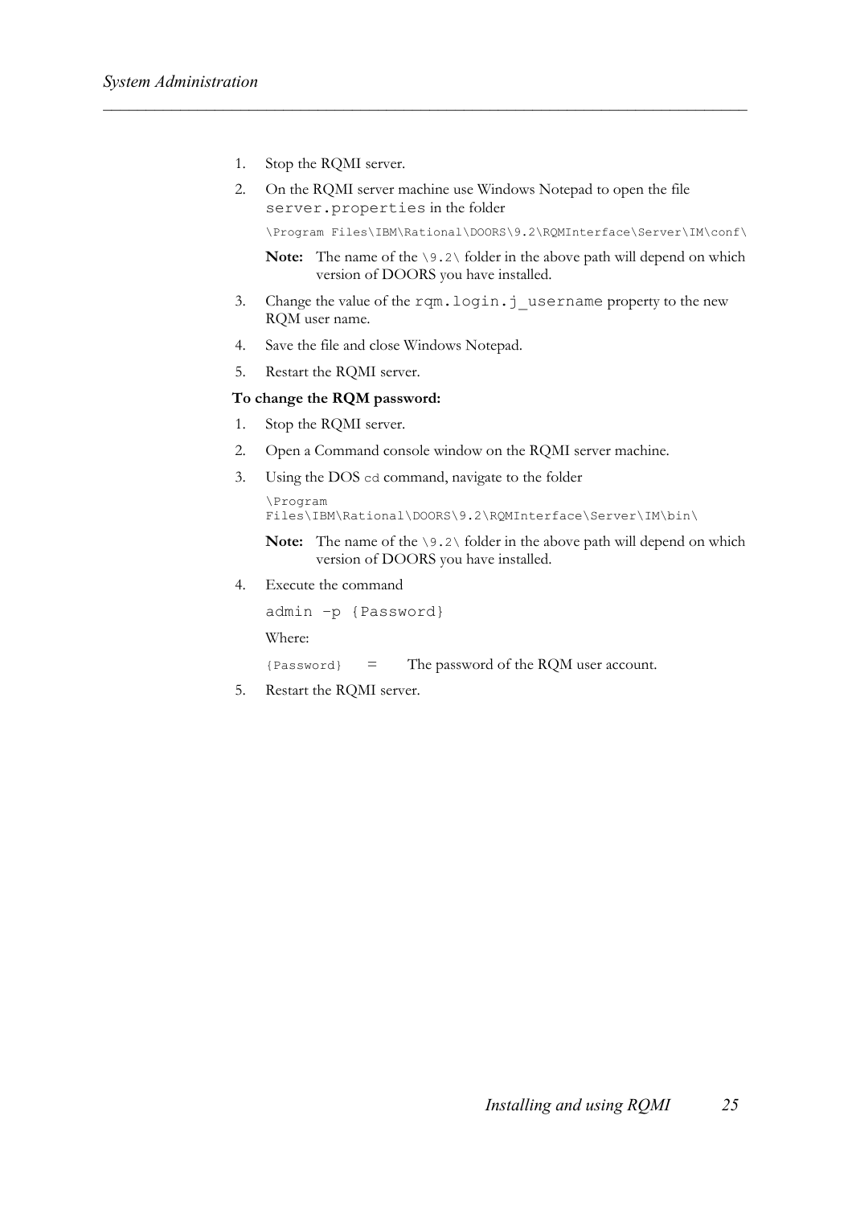1. Stop the RQMI server.
2. On the RQMI server machine use Windows Notepad to open the file `server.properties` in the folder

   `\Program Files\IBM\Rational\DOORS\9.2\RQMInterface\Server\IM\conf\`

   **Note:** The name of the `\9.2\` folder in the above path will depend on which version of DOORS you have installed.

3. Change the value of the `rqm.login.j_username` property to the new RQM user name.
4. Save the file and close Windows Notepad.
5. Restart the RQMI server.

**To change the RQM password:**

1. Stop the RQMI server.
2. Open a Command console window on the RQMI server machine.
3. Using the DOS `cd` command, navigate to the folder

   `\Program Files\IBM\Rational\DOORS\9.2\RQMInterface\Server\IM\bin\`

   **Note:** The name of the `\9.2\` folder in the above path will depend on which version of DOORS you have installed.

4. Execute the command

   ```
   admin -p {Password}
   ```

   Where:

   `{Password}` = The password of the RQM user account.

5. Restart the RQMI server.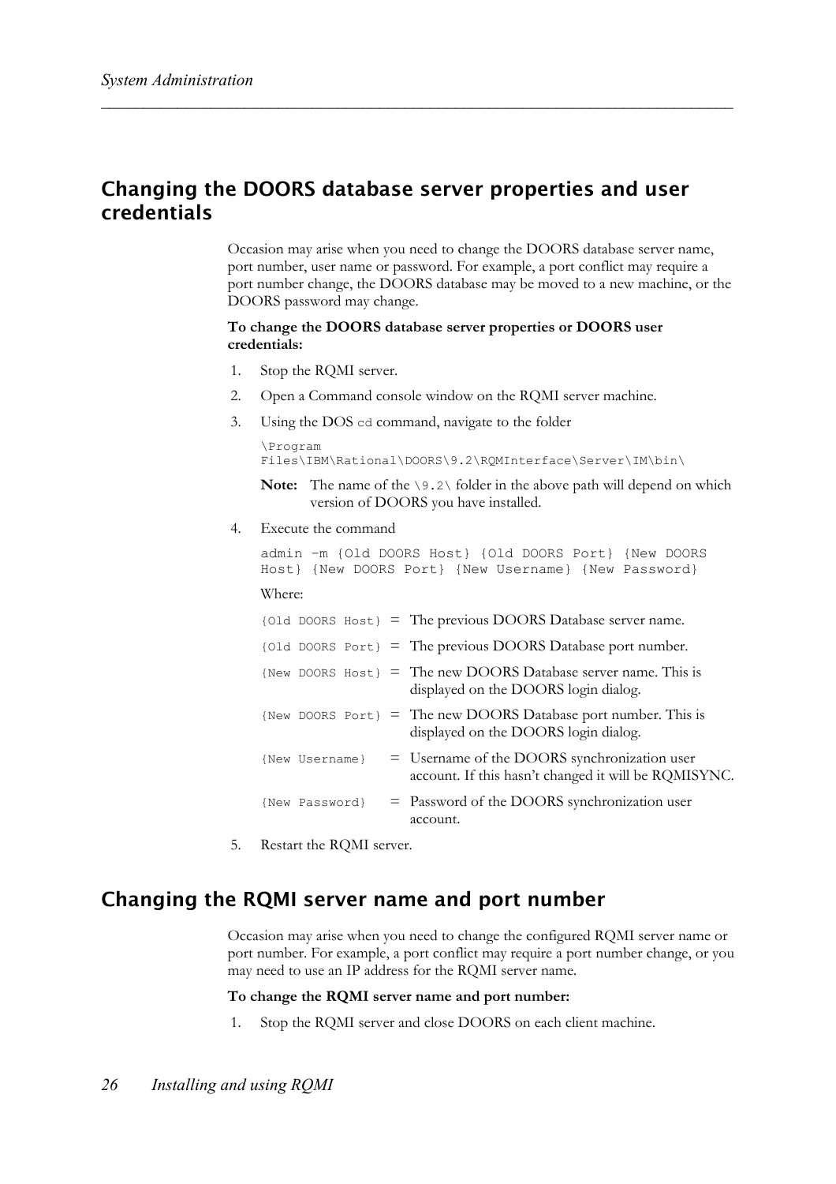## Changing the DOORS database server properties and user credentials

Occasion may arise when you need to change the DOORS database server name, port number, user name or password. For example, a port conflict may require a port number change, the DOORS database may be moved to a new machine, or the DOORS password may change.

**To change the DOORS database server properties or DOORS user credentials:**

1. Stop the RQMI server.
2. Open a Command console window on the RQMI server machine.
3. Using the DOS `cd` command, navigate to the folder

   ```
   \Program Files\IBM\Rational\DOORS\9.2\RQMInterface\Server\IM\bin\
   ```

   **Note:** The name of the `\9.2\` folder in the above path will depend on which version of DOORS you have installed.

4. Execute the command

   ```
   admin -m {Old DOORS Host} {Old DOORS Port} {New DOORS Host} {New DOORS Port} {New Username} {New Password}
   ```

   Where:

   | | | |
   |---|---|---|
   | `{Old DOORS Host}` | = | The previous DOORS Database server name. |
   | `{Old DOORS Port}` | = | The previous DOORS Database port number. |
   | `{New DOORS Host}` | = | The new DOORS Database server name. This is displayed on the DOORS login dialog. |
   | `{New DOORS Port}` | = | The new DOORS Database port number. This is displayed on the DOORS login dialog. |
   | `{New Username}` | = | Username of the DOORS synchronization user account. If this hasn't changed it will be RQMISYNC. |
   | `{New Password}` | = | Password of the DOORS synchronization user account. |

5. Restart the RQMI server.

## Changing the RQMI server name and port number

Occasion may arise when you need to change the configured RQMI server name or port number. For example, a port conflict may require a port number change, or you may need to use an IP address for the RQMI server name.

**To change the RQMI server name and port number:**

1. Stop the RQMI server and close DOORS on each client machine.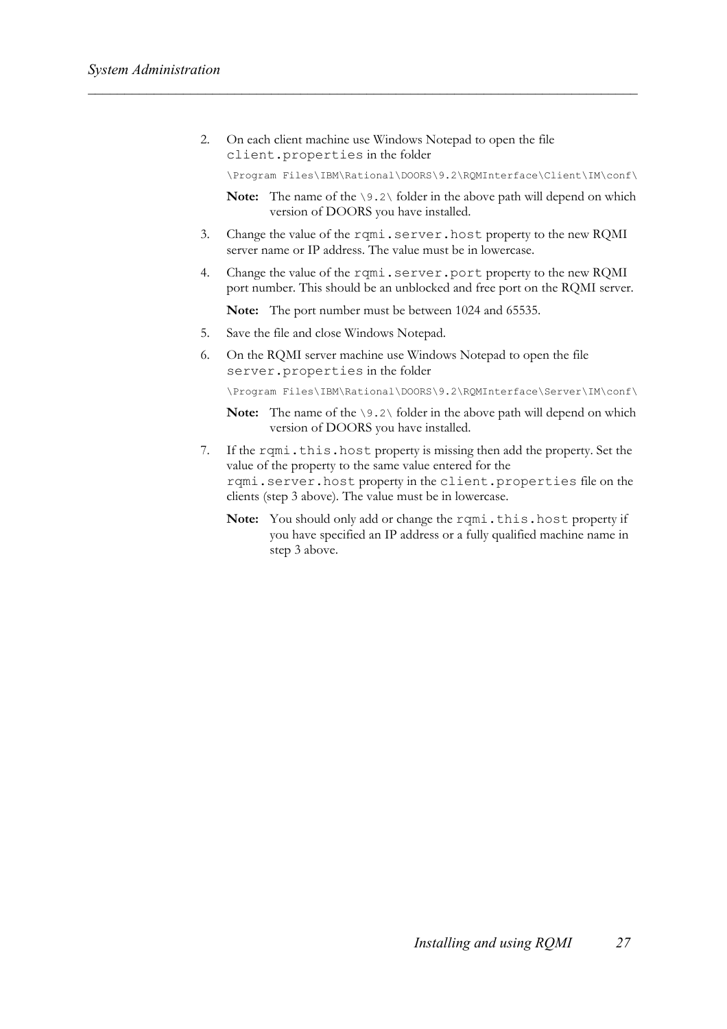2. On each client machine use Windows Notepad to open the file `client.properties` in the folder

   `\Program Files\IBM\Rational\DOORS\9.2\RQMInterface\Client\IM\conf\`

   **Note:** The name of the `\9.2\` folder in the above path will depend on which version of DOORS you have installed.

3. Change the value of the `rqmi.server.host` property to the new RQMI server name or IP address. The value must be in lowercase.

4. Change the value of the `rqmi.server.port` property to the new RQMI port number. This should be an unblocked and free port on the RQMI server.

   **Note:** The port number must be between 1024 and 65535.

5. Save the file and close Windows Notepad.

6. On the RQMI server machine use Windows Notepad to open the file `server.properties` in the folder

   `\Program Files\IBM\Rational\DOORS\9.2\RQMInterface\Server\IM\conf\`

   **Note:** The name of the `\9.2\` folder in the above path will depend on which version of DOORS you have installed.

7. If the `rqmi.this.host` property is missing then add the property. Set the value of the property to the same value entered for the `rqmi.server.host` property in the `client.properties` file on the clients (step 3 above). The value must be in lowercase.

   **Note:** You should only add or change the `rqmi.this.host` property if you have specified an IP address or a fully qualified machine name in step 3 above.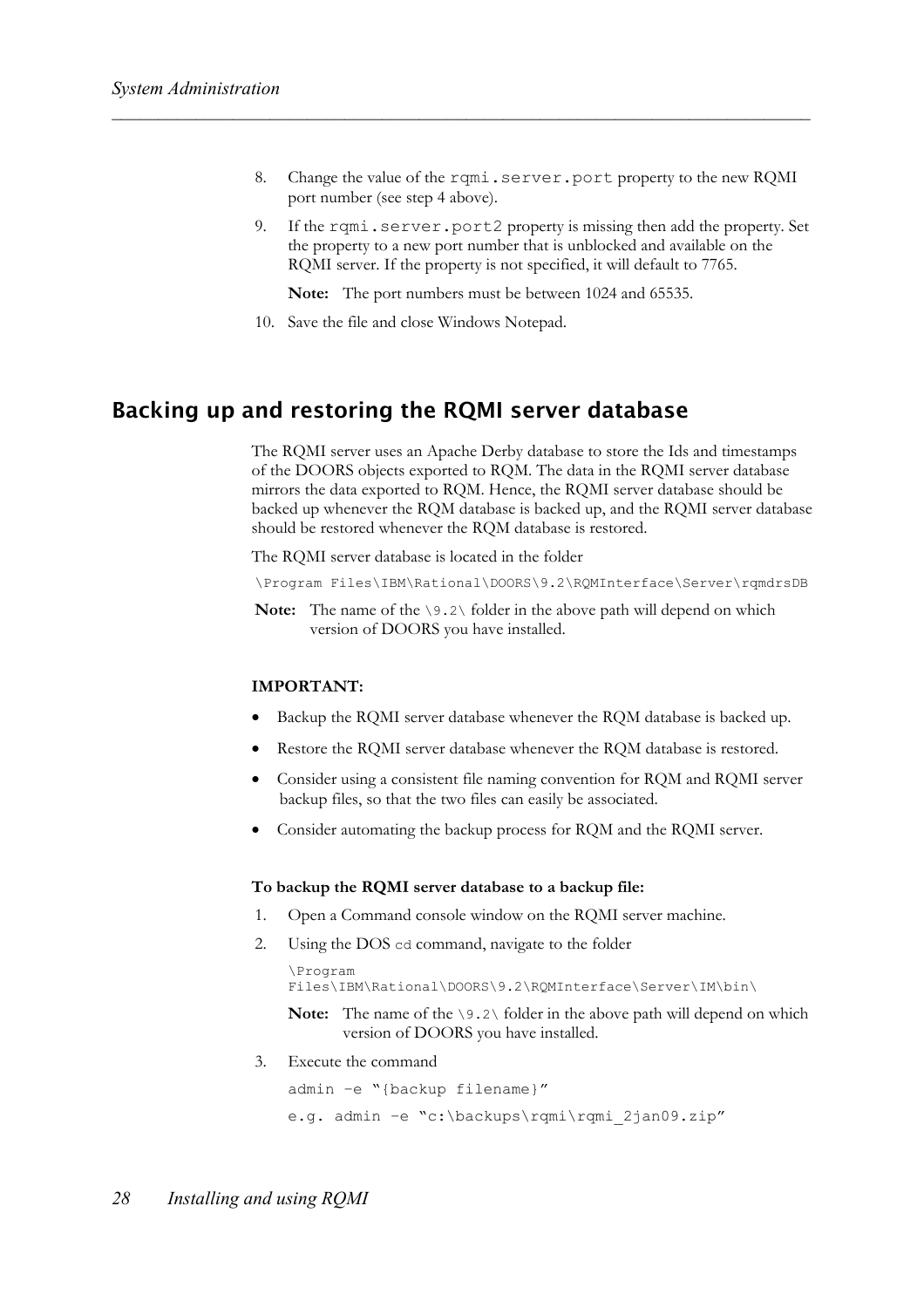8. Change the value of the `rqmi.server.port` property to the new RQMI port number (see step 4 above).
9. If the `rqmi.server.port2` property is missing then add the property. Set the property to a new port number that is unblocked and available on the RQMI server. If the property is not specified, it will default to 7765.

   **Note:** The port numbers must be between 1024 and 65535.
10. Save the file and close Windows Notepad.

## Backing up and restoring the RQMI server database

The RQMI server uses an Apache Derby database to store the Ids and timestamps of the DOORS objects exported to RQM. The data in the RQMI server database mirrors the data exported to RQM. Hence, the RQMI server database should be backed up whenever the RQM database is backed up, and the RQMI server database should be restored whenever the RQM database is restored.

The RQMI server database is located in the folder

```
\Program Files\IBM\Rational\DOORS\9.2\RQMInterface\Server\rqmdrsDB
```

**Note:** The name of the `\9.2\` folder in the above path will depend on which version of DOORS you have installed.

**IMPORTANT:**

- Backup the RQMI server database whenever the RQM database is backed up.
- Restore the RQMI server database whenever the RQM database is restored.
- Consider using a consistent file naming convention for RQM and RQMI server backup files, so that the two files can easily be associated.
- Consider automating the backup process for RQM and the RQMI server.

**To backup the RQMI server database to a backup file:**

1. Open a Command console window on the RQMI server machine.
2. Using the DOS `cd` command, navigate to the folder

   ```
   \Program Files\IBM\Rational\DOORS\9.2\RQMInterface\Server\IM\bin\
   ```

   **Note:** The name of the `\9.2\` folder in the above path will depend on which version of DOORS you have installed.
3. Execute the command

   ```
   admin –e "{backup filename}"
   e.g. admin –e "c:\backups\rqmi\rqmi_2jan09.zip"
   ```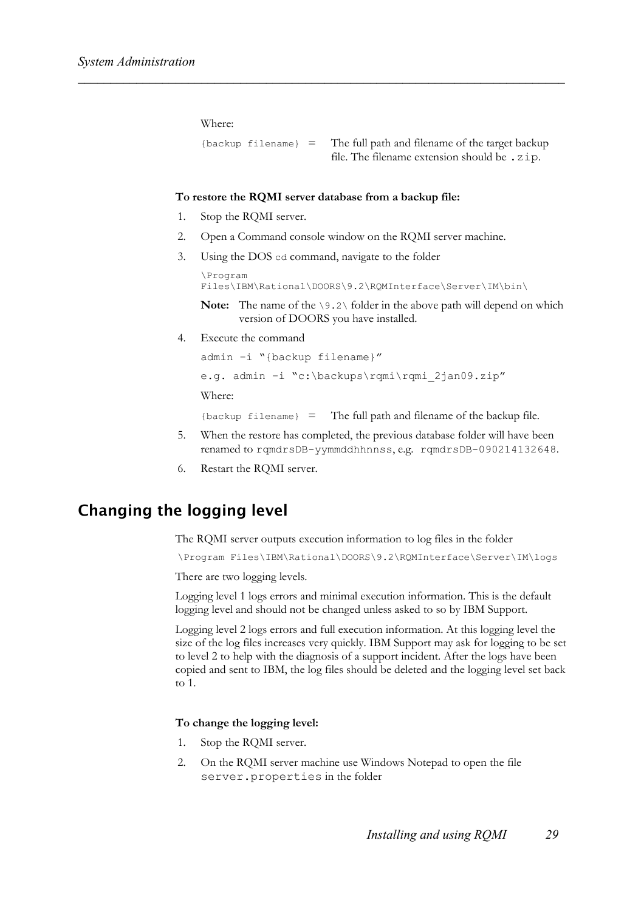Where:

`{backup filename}` = The full path and filename of the target backup file. The filename extension should be `.zip`.

**To restore the RQMI server database from a backup file:**

1. Stop the RQMI server.
2. Open a Command console window on the RQMI server machine.
3. Using the DOS `cd` command, navigate to the folder

   `\Program Files\IBM\Rational\DOORS\9.2\RQMInterface\Server\IM\bin\`

   **Note:** The name of the `\9.2\` folder in the above path will depend on which version of DOORS you have installed.

4. Execute the command

   `admin –i "{backup filename}"`

   `e.g. admin –i "c:\backups\rqmi\rqmi_2jan09.zip"`

   Where:

   `{backup filename}` = The full path and filename of the backup file.

5. When the restore has completed, the previous database folder will have been renamed to `rqmdrsDB-yymmddhhnnss`, e.g. `rqmdrsDB-090214132648`.
6. Restart the RQMI server.

## Changing the logging level

The RQMI server outputs execution information to log files in the folder

`\Program Files\IBM\Rational\DOORS\9.2\RQMInterface\Server\IM\logs`

There are two logging levels.

Logging level 1 logs errors and minimal execution information. This is the default logging level and should not be changed unless asked to so by IBM Support.

Logging level 2 logs errors and full execution information. At this logging level the size of the log files increases very quickly. IBM Support may ask for logging to be set to level 2 to help with the diagnosis of a support incident. After the logs have been copied and sent to IBM, the log files should be deleted and the logging level set back to 1.

**To change the logging level:**

1. Stop the RQMI server.
2. On the RQMI server machine use Windows Notepad to open the file `server.properties` in the folder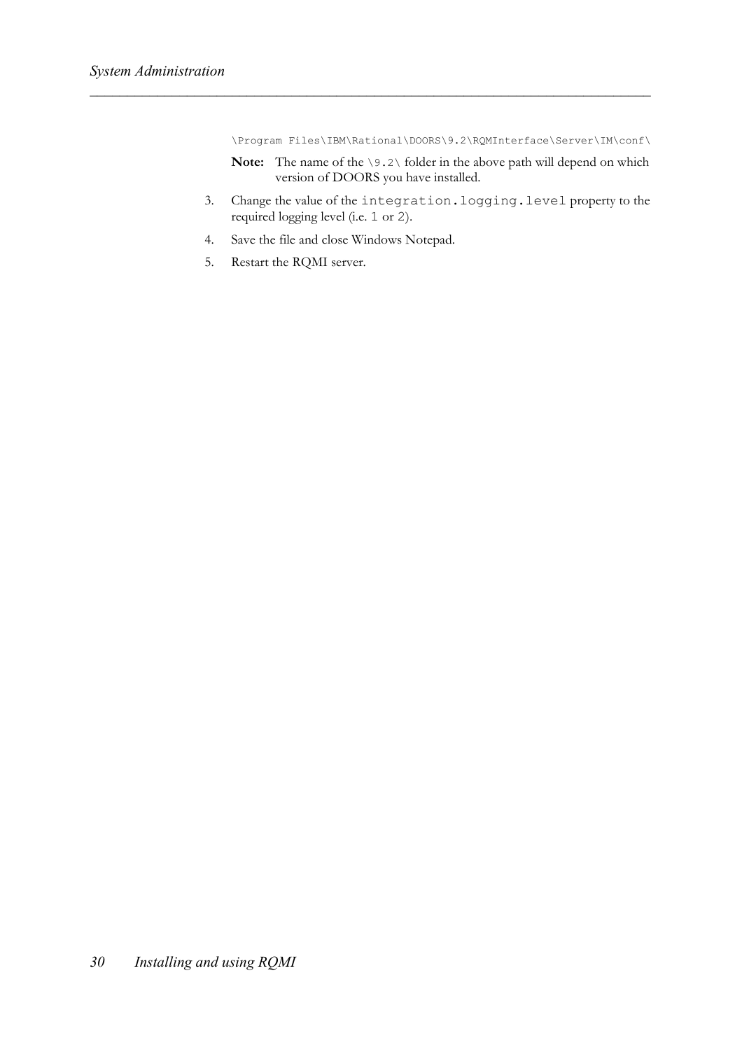```
\Program Files\IBM\Rational\DOORS\9.2\RQMInterface\Server\IM\conf\
```

**Note:** The name of the `\9.2\` folder in the above path will depend on which version of DOORS you have installed.

3. Change the value of the `integration.logging.level` property to the required logging level (i.e. `1` or `2`).
4. Save the file and close Windows Notepad.
5. Restart the RQMI server.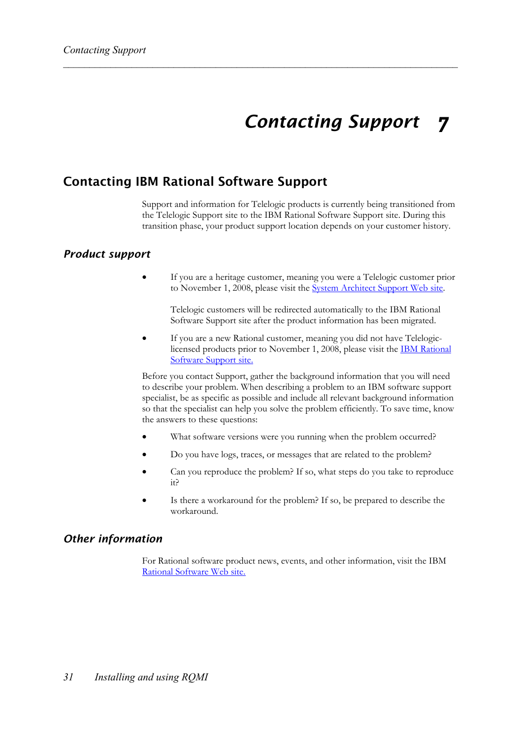# Contacting Support 7

## Contacting IBM Rational Software Support

Support and information for Telelogic products is currently being transitioned from the Telelogic Support site to the IBM Rational Software Support site. During this transition phase, your product support location depends on your customer history.

### *Product support*

- If you are a heritage customer, meaning you were a Telelogic customer prior to November 1, 2008, please visit the System Architect Support Web site.

  Telelogic customers will be redirected automatically to the IBM Rational Software Support site after the product information has been migrated.

- If you are a new Rational customer, meaning you did not have Telelogic-licensed products prior to November 1, 2008, please visit the IBM Rational Software Support site.

Before you contact Support, gather the background information that you will need to describe your problem. When describing a problem to an IBM software support specialist, be as specific as possible and include all relevant background information so that the specialist can help you solve the problem efficiently. To save time, know the answers to these questions:

- What software versions were you running when the problem occurred?
- Do you have logs, traces, or messages that are related to the problem?
- Can you reproduce the problem? If so, what steps do you take to reproduce it?
- Is there a workaround for the problem? If so, be prepared to describe the workaround.

### *Other information*

For Rational software product news, events, and other information, visit the IBM Rational Software Web site.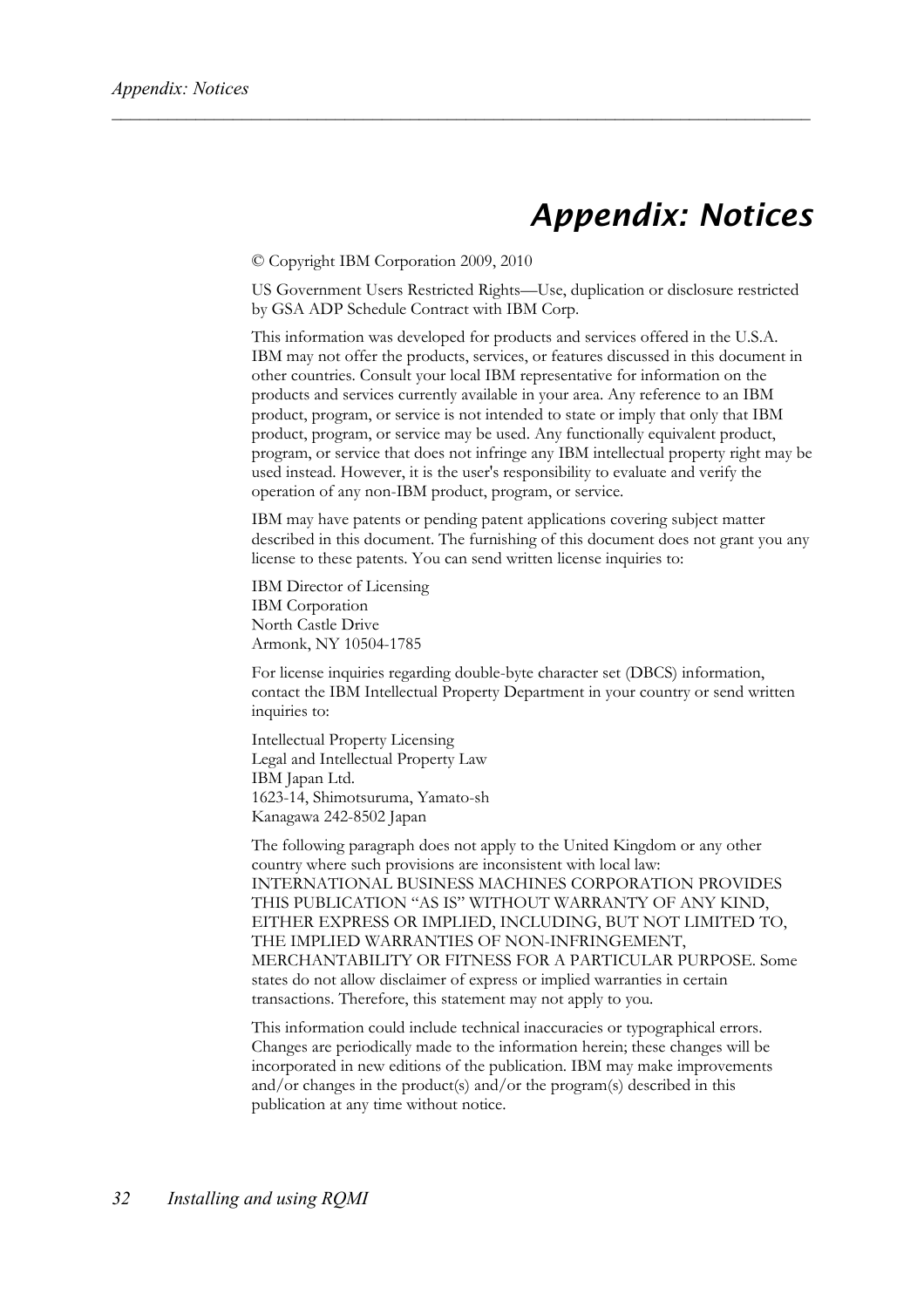# Appendix: Notices

© Copyright IBM Corporation 2009, 2010

US Government Users Restricted Rights—Use, duplication or disclosure restricted by GSA ADP Schedule Contract with IBM Corp.

This information was developed for products and services offered in the U.S.A. IBM may not offer the products, services, or features discussed in this document in other countries. Consult your local IBM representative for information on the products and services currently available in your area. Any reference to an IBM product, program, or service is not intended to state or imply that only that IBM product, program, or service may be used. Any functionally equivalent product, program, or service that does not infringe any IBM intellectual property right may be used instead. However, it is the user's responsibility to evaluate and verify the operation of any non-IBM product, program, or service.

IBM may have patents or pending patent applications covering subject matter described in this document. The furnishing of this document does not grant you any license to these patents. You can send written license inquiries to:

IBM Director of Licensing
IBM Corporation
North Castle Drive
Armonk, NY 10504-1785

For license inquiries regarding double-byte character set (DBCS) information, contact the IBM Intellectual Property Department in your country or send written inquiries to:

Intellectual Property Licensing
Legal and Intellectual Property Law
IBM Japan Ltd.
1623-14, Shimotsuruma, Yamato-sh
Kanagawa 242-8502 Japan

The following paragraph does not apply to the United Kingdom or any other country where such provisions are inconsistent with local law: INTERNATIONAL BUSINESS MACHINES CORPORATION PROVIDES THIS PUBLICATION "AS IS" WITHOUT WARRANTY OF ANY KIND, EITHER EXPRESS OR IMPLIED, INCLUDING, BUT NOT LIMITED TO, THE IMPLIED WARRANTIES OF NON-INFRINGEMENT, MERCHANTABILITY OR FITNESS FOR A PARTICULAR PURPOSE. Some states do not allow disclaimer of express or implied warranties in certain transactions. Therefore, this statement may not apply to you.

This information could include technical inaccuracies or typographical errors. Changes are periodically made to the information herein; these changes will be incorporated in new editions of the publication. IBM may make improvements and/or changes in the product(s) and/or the program(s) described in this publication at any time without notice.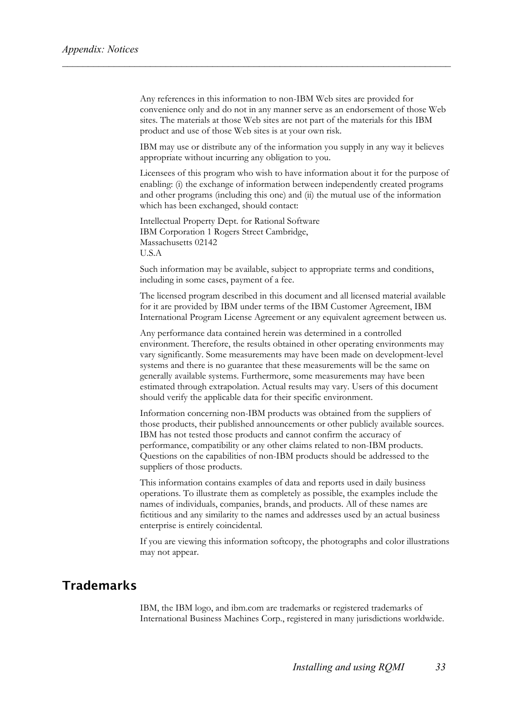Any references in this information to non-IBM Web sites are provided for convenience only and do not in any manner serve as an endorsement of those Web sites. The materials at those Web sites are not part of the materials for this IBM product and use of those Web sites is at your own risk.

IBM may use or distribute any of the information you supply in any way it believes appropriate without incurring any obligation to you.

Licensees of this program who wish to have information about it for the purpose of enabling: (i) the exchange of information between independently created programs and other programs (including this one) and (ii) the mutual use of the information which has been exchanged, should contact:

Intellectual Property Dept. for Rational Software
IBM Corporation 1 Rogers Street Cambridge,
Massachusetts 02142
U.S.A

Such information may be available, subject to appropriate terms and conditions, including in some cases, payment of a fee.

The licensed program described in this document and all licensed material available for it are provided by IBM under terms of the IBM Customer Agreement, IBM International Program License Agreement or any equivalent agreement between us.

Any performance data contained herein was determined in a controlled environment. Therefore, the results obtained in other operating environments may vary significantly. Some measurements may have been made on development-level systems and there is no guarantee that these measurements will be the same on generally available systems. Furthermore, some measurements may have been estimated through extrapolation. Actual results may vary. Users of this document should verify the applicable data for their specific environment.

Information concerning non-IBM products was obtained from the suppliers of those products, their published announcements or other publicly available sources. IBM has not tested those products and cannot confirm the accuracy of performance, compatibility or any other claims related to non-IBM products. Questions on the capabilities of non-IBM products should be addressed to the suppliers of those products.

This information contains examples of data and reports used in daily business operations. To illustrate them as completely as possible, the examples include the names of individuals, companies, brands, and products. All of these names are fictitious and any similarity to the names and addresses used by an actual business enterprise is entirely coincidental.

If you are viewing this information softcopy, the photographs and color illustrations may not appear.

## Trademarks

IBM, the IBM logo, and ibm.com are trademarks or registered trademarks of International Business Machines Corp., registered in many jurisdictions worldwide.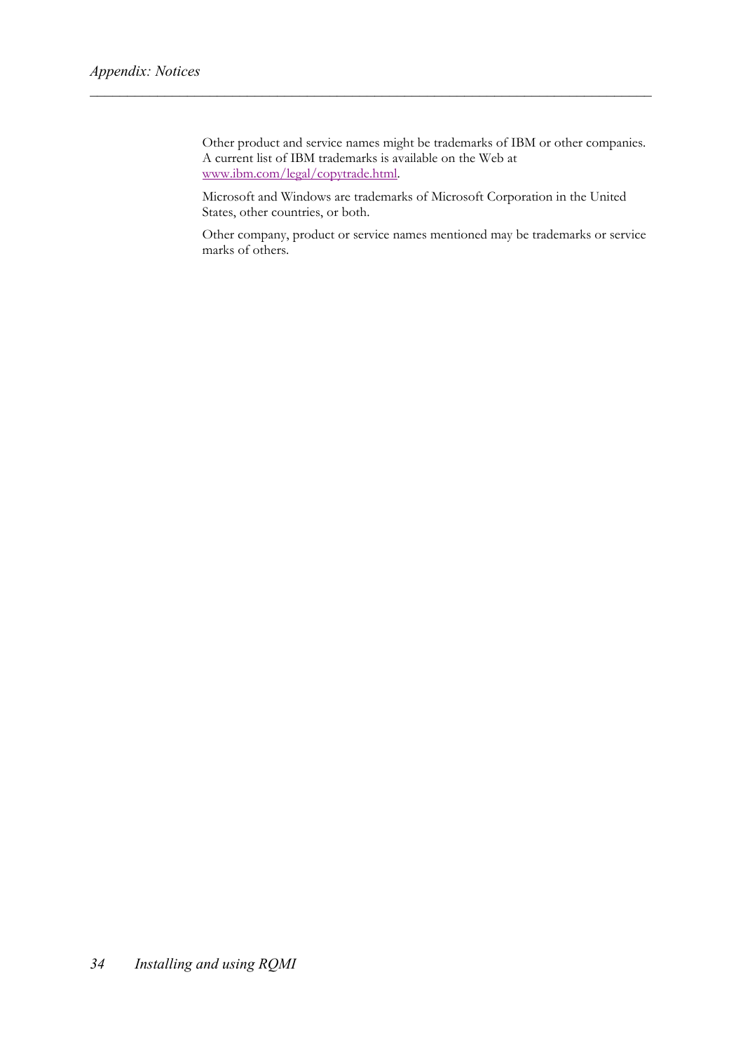Other product and service names might be trademarks of IBM or other companies. A current list of IBM trademarks is available on the Web at www.ibm.com/legal/copytrade.html.

Microsoft and Windows are trademarks of Microsoft Corporation in the United States, other countries, or both.

Other company, product or service names mentioned may be trademarks or service marks of others.